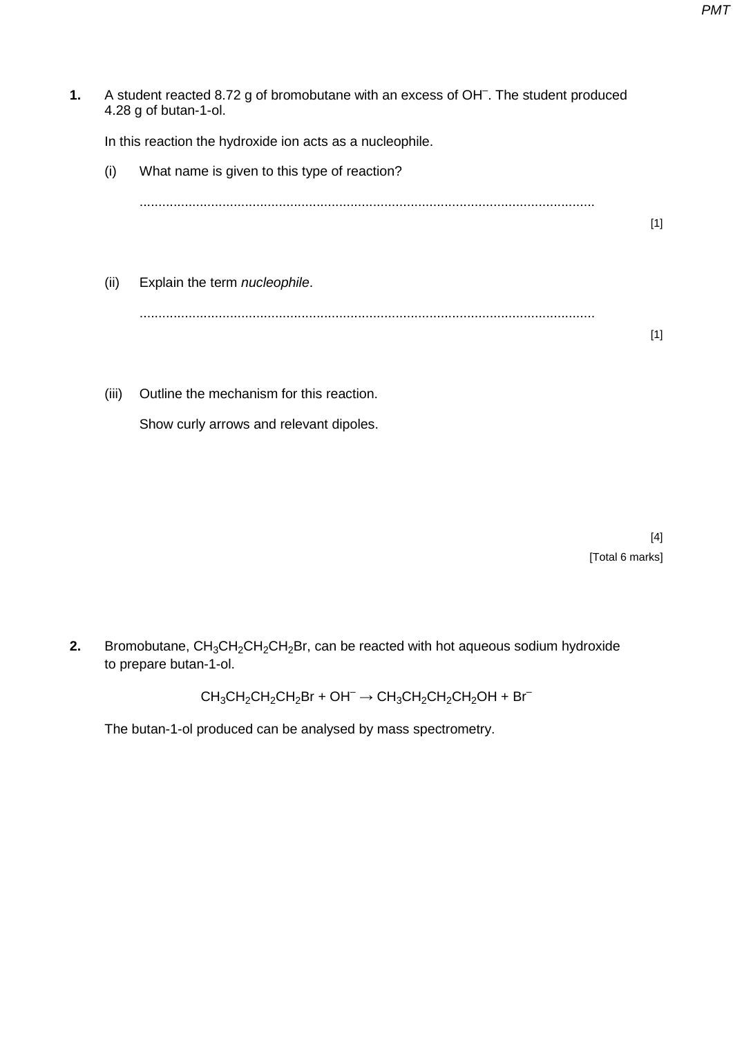**1.** A student reacted 8.72 g of bromobutane with an excess of $OH^-$. The student produced 4.28 g of butan-1-ol.

In this reaction the hydroxide ion acts as a nucleophile.

(i) What name is given to this type of reaction?

..........................................................................................................................

[1]

(ii) Explain the term *nucleophile*.

..........................................................................................................................

[1]

(iii) Outline the mechanism for this reaction.

Show curly arrows and relevant dipoles.

[4]

[Total 6 marks]

**2.** Bromobutane, $CH_3CH_2CH_2CH_2Br$, can be reacted with hot aqueous sodium hydroxide to prepare butan-1-ol.

$$CH_3CH_2CH_2CH_2Br + OH^- \rightarrow CH_3CH_2CH_2CH_2OH + Br^-$$

The butan-1-ol produced can be analysed by mass spectrometry.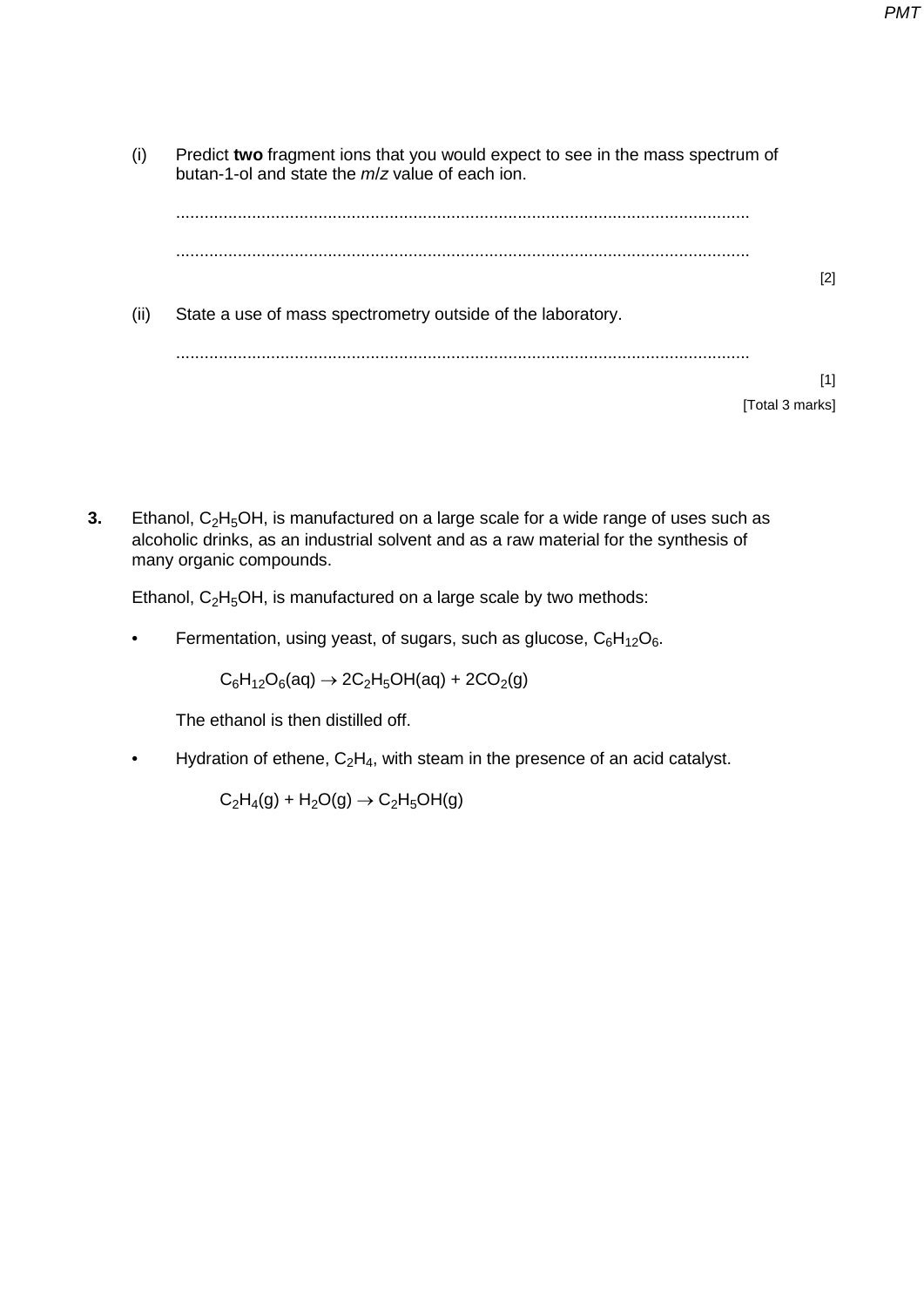(i) Predict **two** fragment ions that you would expect to see in the mass spectrum of butan-1-ol and state the *m*/*z* value of each ion.

........................................................................................................................

........................................................................................................................

[2]

(ii) State a use of mass spectrometry outside of the laboratory.

........................................................................................................................

[1]

[Total 3 marks]

**3.** Ethanol, $C_2H_5OH$, is manufactured on a large scale for a wide range of uses such as alcoholic drinks, as an industrial solvent and as a raw material for the synthesis of many organic compounds.

Ethanol, $C_2H_5OH$, is manufactured on a large scale by two methods:

- Fermentation, using yeast, of sugars, such as glucose, $C_6H_{12}O_6$.

  $$C_6H_{12}O_6(aq) \rightarrow 2C_2H_5OH(aq) + 2CO_2(g)$$

  The ethanol is then distilled off.

- Hydration of ethene, $C_2H_4$, with steam in the presence of an acid catalyst.

  $$C_2H_4(g) + H_2O(g) \rightarrow C_2H_5OH(g)$$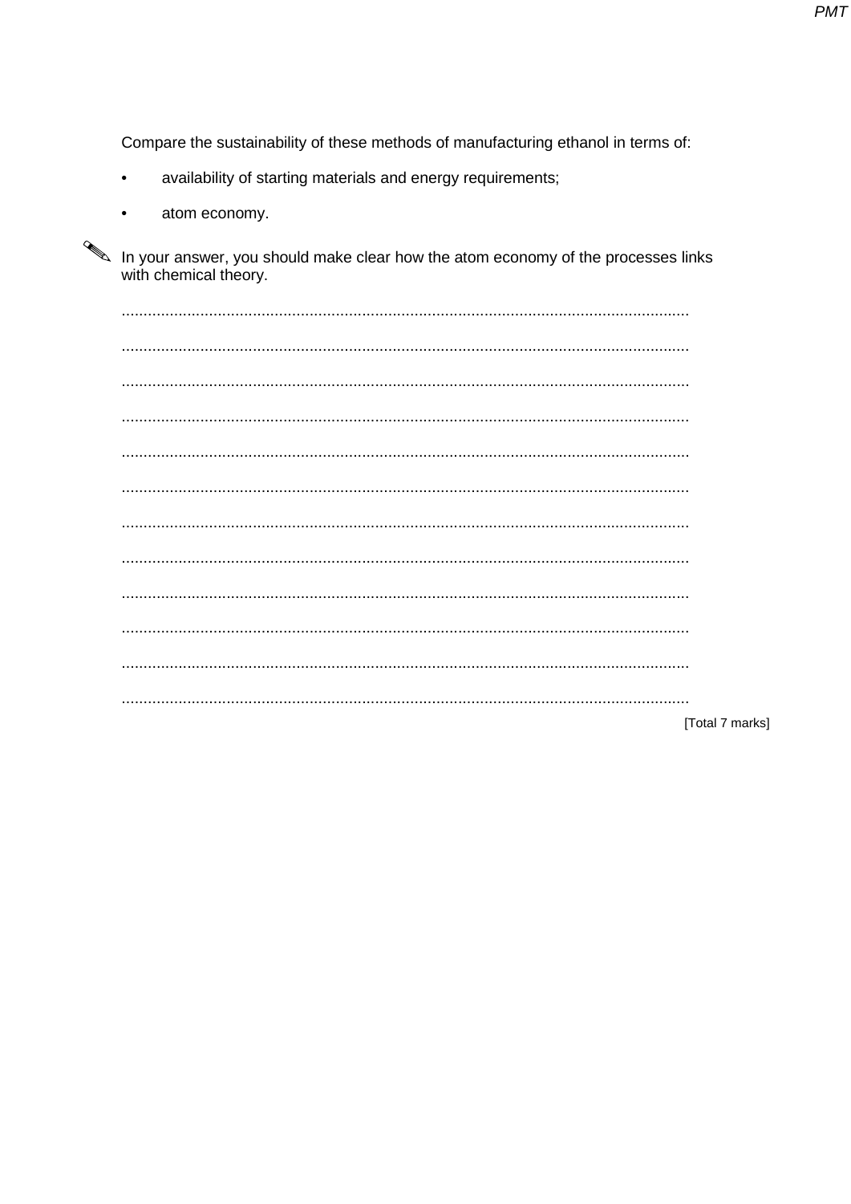Compare the sustainability of these methods of manufacturing ethanol in terms of:

- availability of starting materials and energy requirements;
- atom economy.

✎ In your answer, you should make clear how the atom economy of the processes links with chemical theory.

................................................................................................................................

................................................................................................................................

................................................................................................................................

................................................................................................................................

................................................................................................................................

................................................................................................................................

................................................................................................................................

................................................................................................................................

................................................................................................................................

................................................................................................................................

................................................................................................................................

................................................................................................................................

[Total 7 marks]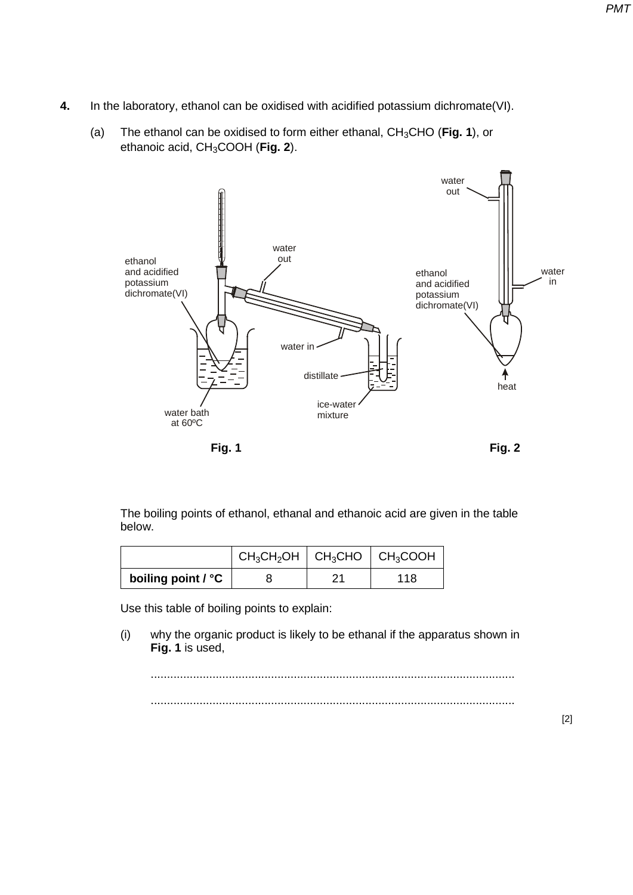**4.** In the laboratory, ethanol can be oxidised with acidified potassium dichromate(VI).

(a) The ethanol can be oxidised to form either ethanal, $CH_3CHO$ (**Fig. 1**), or ethanoic acid, $CH_3COOH$ (**Fig. 2**).

ethanol and acidified potassium dichromate(VI)

water out

water in

distillate

ice-water mixture

water bath at 60ºC

**Fig. 1**

water out

water in

ethanol and acidified potassium dichromate(VI)

heat

**Fig. 2**

The boiling points of ethanol, ethanal and ethanoic acid are given in the table below.

| | $CH_3CH_2OH$ | $CH_3CHO$ | $CH_3COOH$ |
|---|---|---|---|
| **boiling point / °C** | 8 | 21 | 118 |

Use this table of boiling points to explain:

(i) why the organic product is likely to be ethanal if the apparatus shown in **Fig. 1** is used,

..............................................................................................................

.............................................................................................................. [2]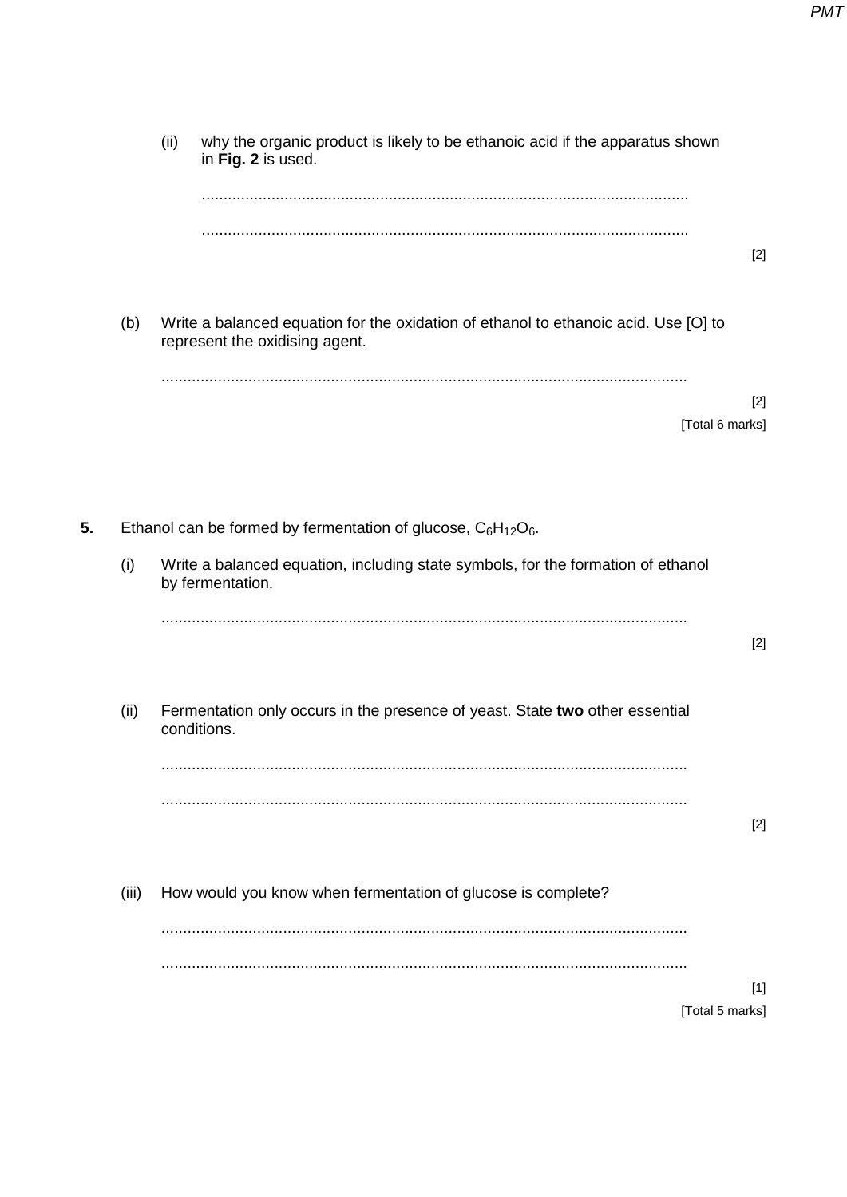(ii) why the organic product is likely to be ethanoic acid if the apparatus shown in **Fig. 2** is used.

...............................................................................................................

...............................................................................................................

[2]

(b) Write a balanced equation for the oxidation of ethanol to ethanoic acid. Use [O] to represent the oxidising agent.

...............................................................................................................

[2]

[Total 6 marks]

**5.** Ethanol can be formed by fermentation of glucose, $C_6H_{12}O_6$.

(i) Write a balanced equation, including state symbols, for the formation of ethanol by fermentation.

...............................................................................................................

[2]

(ii) Fermentation only occurs in the presence of yeast. State **two** other essential conditions.

...............................................................................................................

...............................................................................................................

[2]

(iii) How would you know when fermentation of glucose is complete?

...............................................................................................................

...............................................................................................................

[1]

[Total 5 marks]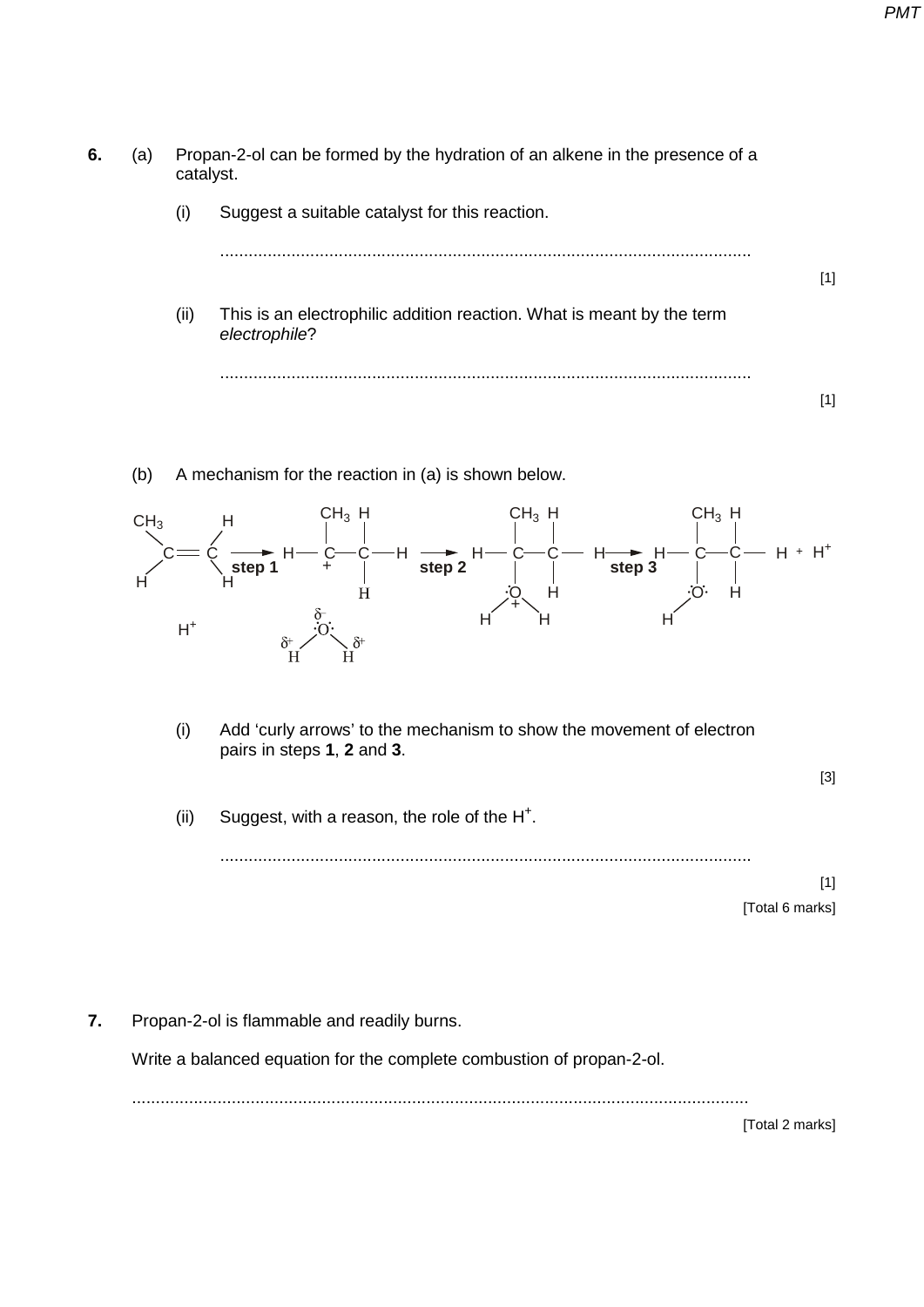**6.** (a) Propan-2-ol can be formed by the hydration of an alkene in the presence of a catalyst.

(i) Suggest a suitable catalyst for this reaction.

...............................................................................................................

[1]

(ii) This is an electrophilic addition reaction. What is meant by the term *electrophile*?

...............................................................................................................

[1]

(b) A mechanism for the reaction in (a) is shown below.

$$CH_3(H)C{=}CH_2 + H^+ \xrightarrow{\text{step 1}} CH_3\overset{+}{C}H{-}CH_3 + \overset{\delta-}{O}H_2^{\delta+} \xrightarrow{\text{step 2}} CH_3CH(\overset{+}{O}H_2){-}CH_3 \xrightarrow{\text{step 3}} CH_3CH(OH){-}CH_3 + H^+$$

(i) Add 'curly arrows' to the mechanism to show the movement of electron pairs in steps **1**, **2** and **3**.

[3]

(ii) Suggest, with a reason, the role of the $H^+$.

...............................................................................................................

[1]

[Total 6 marks]

**7.** Propan-2-ol is flammable and readily burns.

Write a balanced equation for the complete combustion of propan-2-ol.

...............................................................................................................

[Total 2 marks]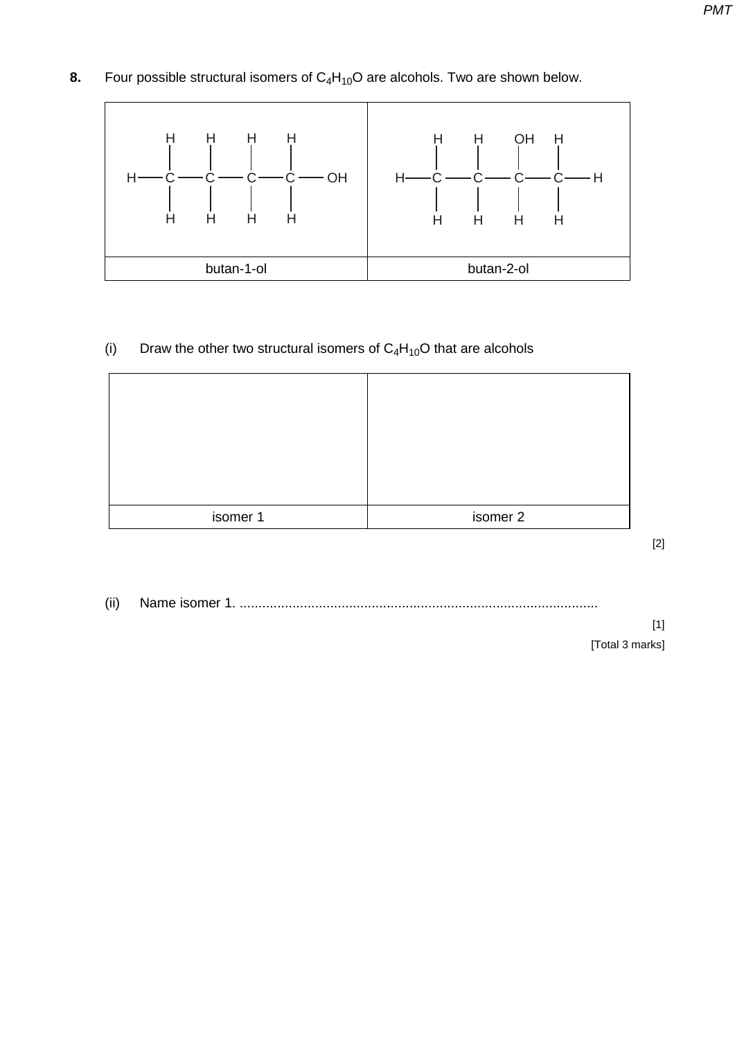**8.** Four possible structural isomers of $C_4H_{10}O$ are alcohols. Two are shown below.

```
      H    H    H    H                  H    H    OH   H
      |    |    |    |                  |    |    |    |
  H — C —— C —— C —— C —— OH        H — C —— C —— C —— C — H
      |    |    |    |                  |    |    |    |
      H    H    H    H                  H    H    H    H
```

| butan-1-ol | butan-2-ol |
|---|---|

(i) Draw the other two structural isomers of $C_4H_{10}O$ that are alcohols

| | |
|---|---|
| isomer 1 | isomer 2 |

[2]

(ii) Name isomer 1. ..............................................................................................

[1]

[Total 3 marks]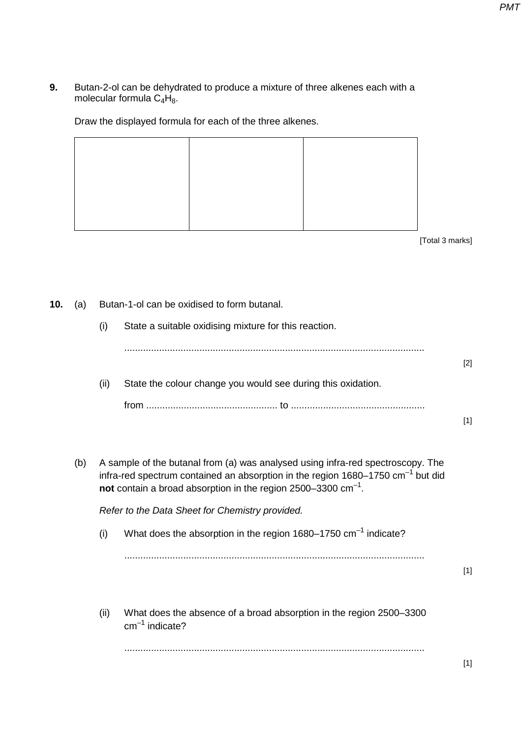**9.** Butan-2-ol can be dehydrated to produce a mixture of three alkenes each with a molecular formula $C_4H_8$.

Draw the displayed formula for each of the three alkenes.

| | | |
|---|---|---|
| | | |

[Total 3 marks]

**10.** (a) Butan-1-ol can be oxidised to form butanal.

(i) State a suitable oxidising mixture for this reaction.

...............................................................................................................

[2]

(ii) State the colour change you would see during this oxidation.

from ................................................ to .................................................

[1]

(b) A sample of the butanal from (a) was analysed using infra-red spectroscopy. The infra-red spectrum contained an absorption in the region 1680–1750 $cm^{-1}$ but did **not** contain a broad absorption in the region 2500–3300 $cm^{-1}$.

*Refer to the Data Sheet for Chemistry provided.*

(i) What does the absorption in the region 1680–1750 $cm^{-1}$ indicate?

...............................................................................................................

[1]

(ii) What does the absence of a broad absorption in the region 2500–3300 $cm^{-1}$ indicate?

...............................................................................................................

[1]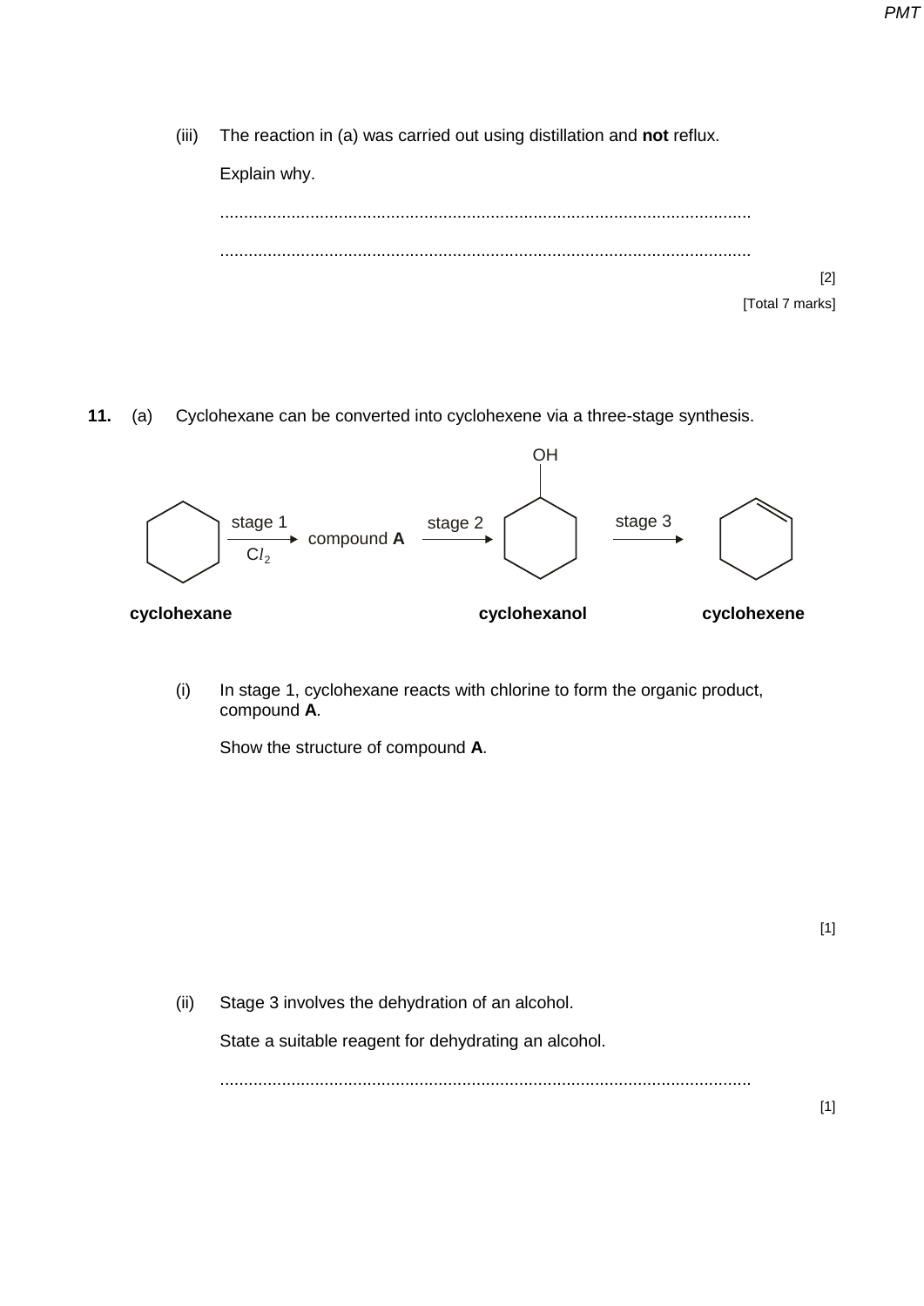(iii) The reaction in (a) was carried out using distillation and **not** reflux.

Explain why.

...............................................................................................................

...............................................................................................................

[2]

[Total 7 marks]

**11.** (a) Cyclohexane can be converted into cyclohexene via a three-stage synthesis.

cyclohexane —stage 1 ($Cl_2$)→ compound **A** —stage 2→ cyclohexanol —stage 3→ cyclohexene

(i) In stage 1, cyclohexane reacts with chlorine to form the organic product, compound **A**.

Show the structure of compound **A**.

[1]

(ii) Stage 3 involves the dehydration of an alcohol.

State a suitable reagent for dehydrating an alcohol.

...............................................................................................................

[1]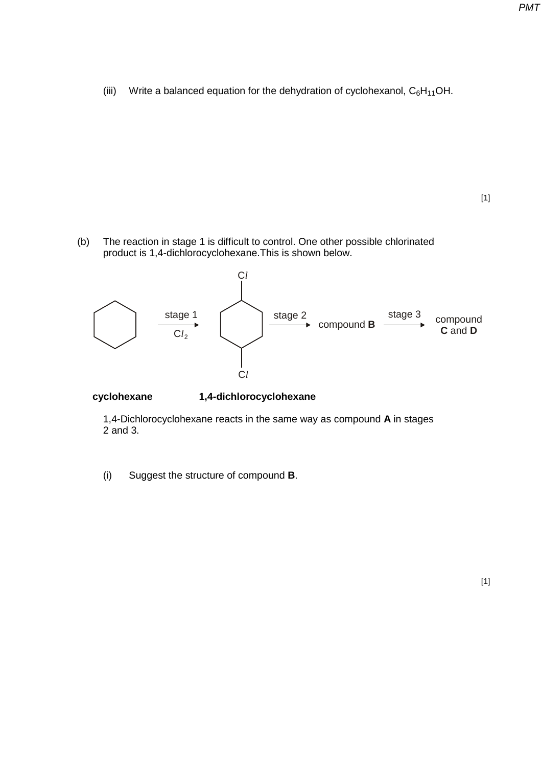(iii) Write a balanced equation for the dehydration of cyclohexanol, $C_6H_{11}OH$.

[1]

(b) The reaction in stage 1 is difficult to control. One other possible chlorinated product is 1,4-dichlorocyclohexane. This is shown below.

cyclohexane —stage 1, $Cl_2$→ 1,4-dichlorocyclohexane —stage 2→ compound **B** —stage 3→ compound **C** and **D**

**cyclohexane** **1,4-dichlorocyclohexane**

1,4-Dichlorocyclohexane reacts in the same way as compound **A** in stages 2 and 3.

(i) Suggest the structure of compound **B**.

[1]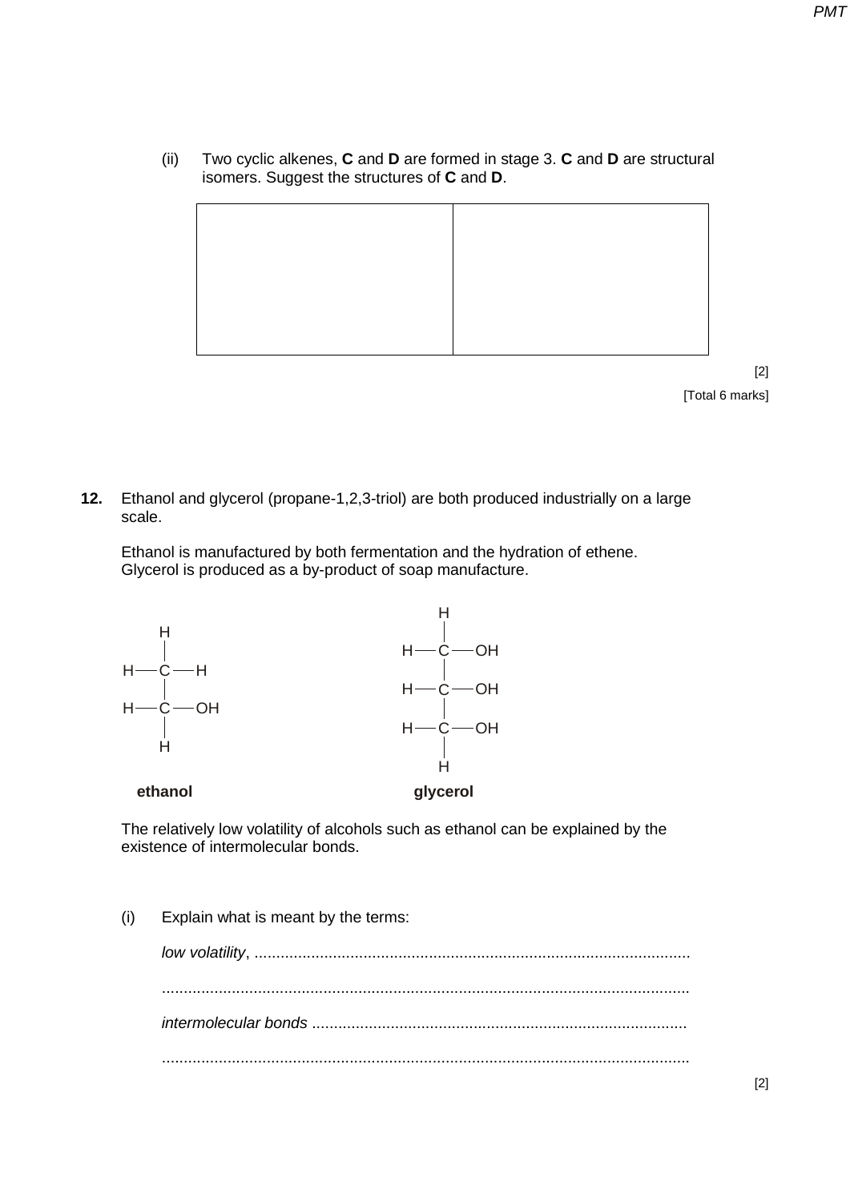(ii) Two cyclic alkenes, **C** and **D** are formed in stage 3. **C** and **D** are structural isomers. Suggest the structures of **C** and **D**.

| | |
|---|---|
| | |

[2]

[Total 6 marks]

**12.** Ethanol and glycerol (propane-1,2,3-triol) are both produced industrially on a large scale.

Ethanol is manufactured by both fermentation and the hydration of ethene. Glycerol is produced as a by-product of soap manufacture.

```
      H                         H
      |                         |
  H — C — H                 H — C — OH
      |                         |
  H — C — OH                H — C — OH
      |                         |
      H                     H — C — OH
                                |
                                H
```

**ethanol** **glycerol**

The relatively low volatility of alcohols such as ethanol can be explained by the existence of intermolecular bonds.

(i) Explain what is meant by the terms:

*low volatility*, ....................................................................................................

........................................................................................................................

*intermolecular bonds* ......................................................................................

........................................................................................................................

[2]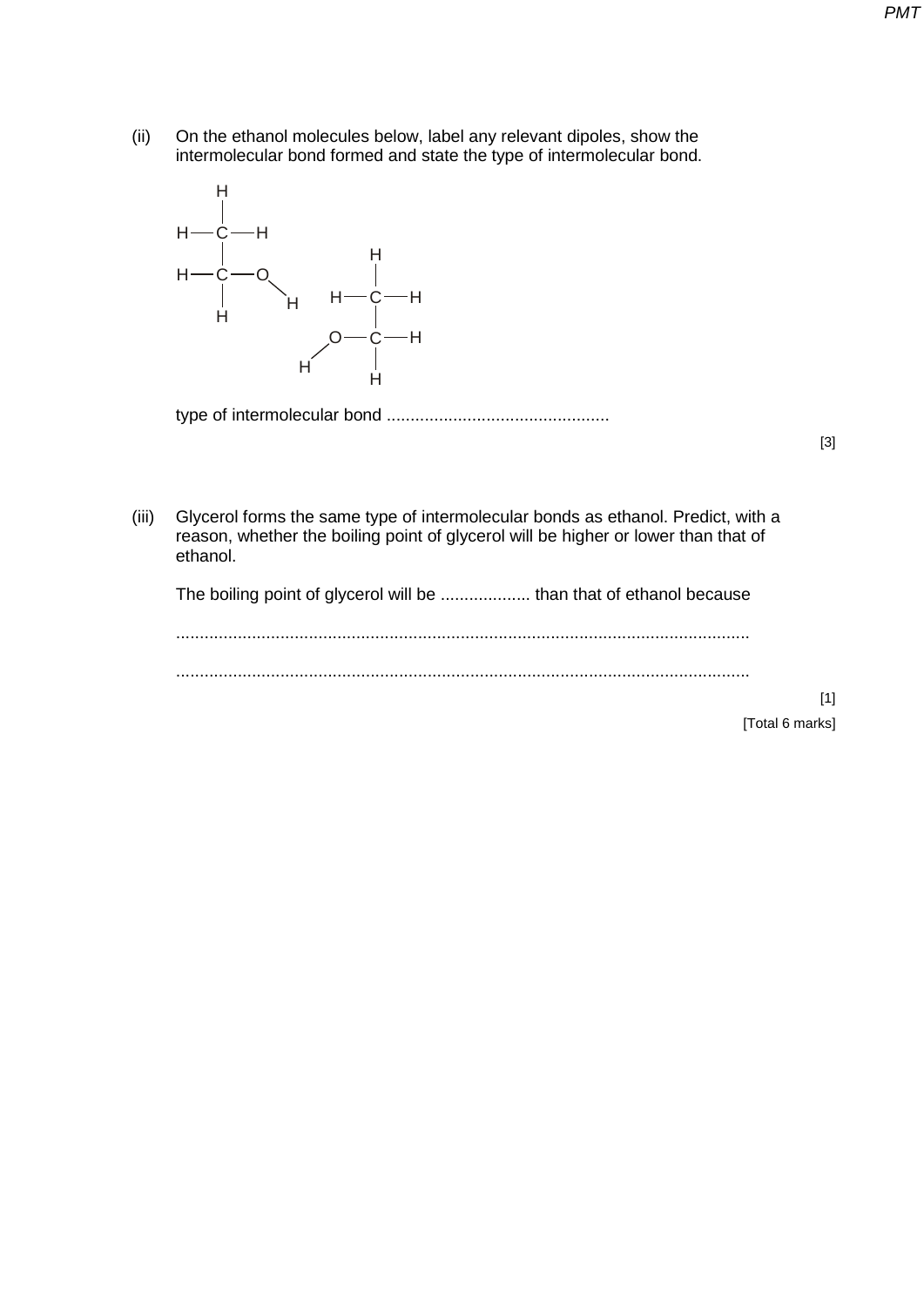(ii) On the ethanol molecules below, label any relevant dipoles, show the intermolecular bond formed and state the type of intermolecular bond.

```
        H
        |
   H —  C — H
        |               H
   H —  C — O           |
        |     \    H —  C — H
        H      H        |
                   O —  C — H
                  /     |
                 H      H
```

type of intermolecular bond ...............................................

[3]

(iii) Glycerol forms the same type of intermolecular bonds as ethanol. Predict, with a reason, whether the boiling point of glycerol will be higher or lower than that of ethanol.

The boiling point of glycerol will be ................... than that of ethanol because

.......................................................................................................................

.......................................................................................................................

[1]

[Total 6 marks]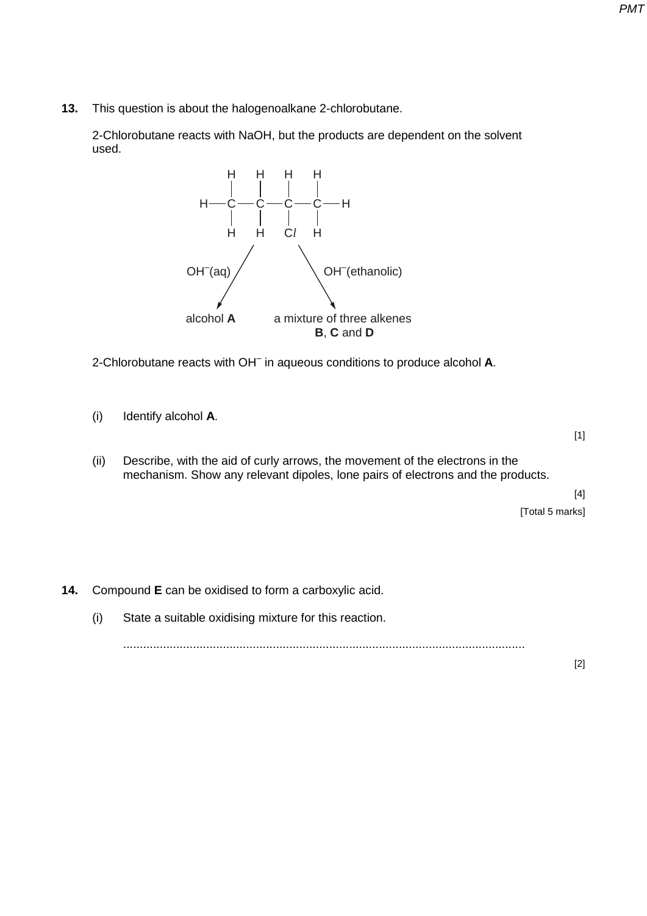**13.** This question is about the halogenoalkane 2-chlorobutane.

2-Chlorobutane reacts with NaOH, but the products are dependent on the solvent used.

```
        H   H   H   H
        |   |   |   |
    H — C — C — C — C — H
        |   |   |   |
        H   H   Cl  H
```

$OH^-$(aq) → alcohol **A**

$OH^-$(ethanolic) → a mixture of three alkenes **B**, **C** and **D**

2-Chlorobutane reacts with $OH^-$ in aqueous conditions to produce alcohol **A**.

(i) Identify alcohol **A**.

[1]

(ii) Describe, with the aid of curly arrows, the movement of the electrons in the mechanism. Show any relevant dipoles, lone pairs of electrons and the products.

[4]

[Total 5 marks]

**14.** Compound **E** can be oxidised to form a carboxylic acid.

(i) State a suitable oxidising mixture for this reaction.

..........................................................................................................................

[2]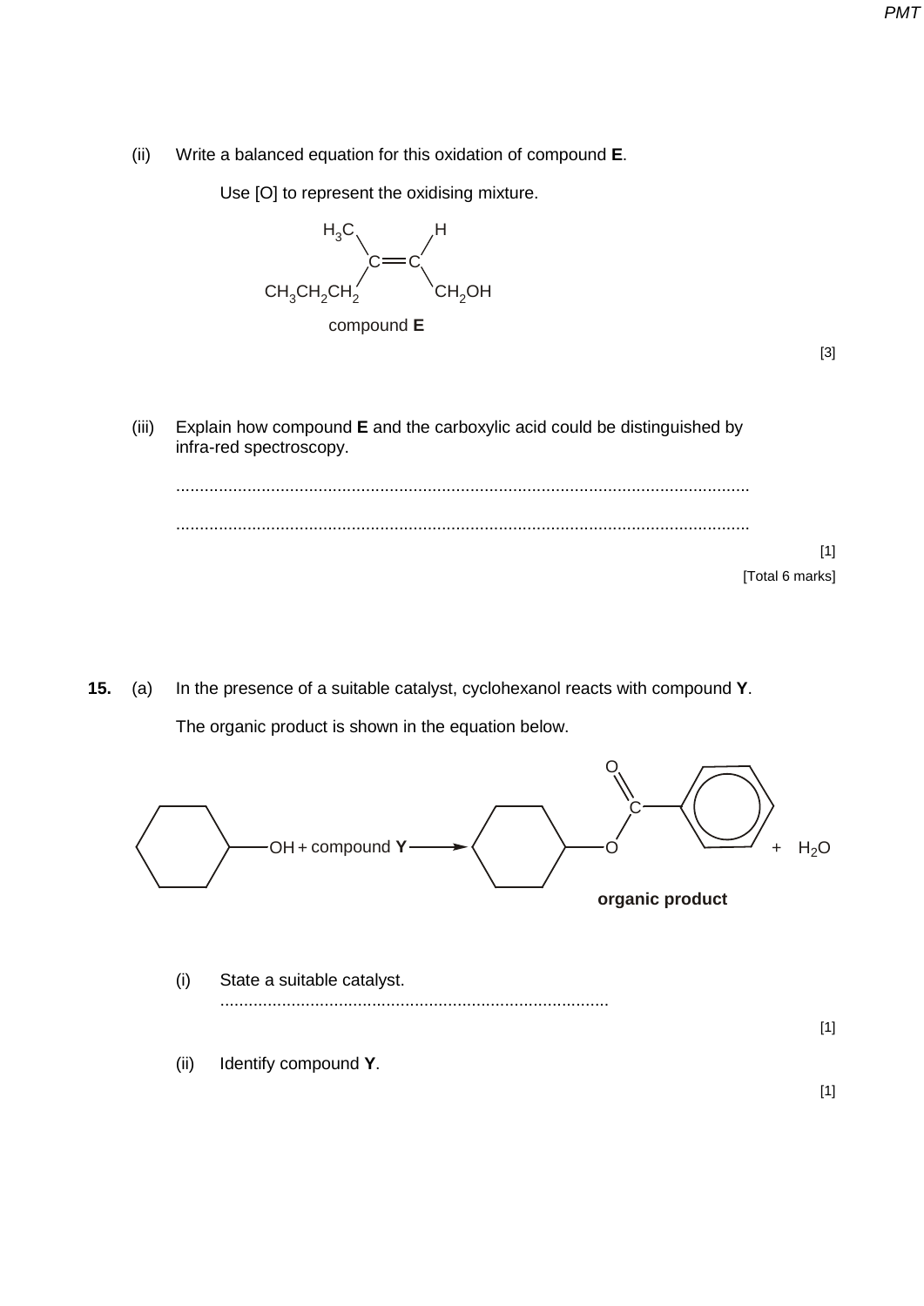(ii) Write a balanced equation for this oxidation of compound **E**.

Use [O] to represent the oxidising mixture.

$$\begin{matrix} H_3C & & H \\ & C{=}C & \\ CH_3CH_2CH_2 & & CH_2OH \end{matrix}$$

compound **E**

[3]

(iii) Explain how compound **E** and the carboxylic acid could be distinguished by infra-red spectroscopy.

.......................................................................................................................

.......................................................................................................................

[1]

[Total 6 marks]

**15.** (a) In the presence of a suitable catalyst, cyclohexanol reacts with compound **Y**.

The organic product is shown in the equation below.

$$C_6H_{11}OH + \text{compound } \mathbf{Y} \longrightarrow C_6H_{11}OC(=O)C_6H_5 + H_2O$$

**organic product**

(i) State a suitable catalyst. ..................................................................................

[1]

(ii) Identify compound **Y**.

[1]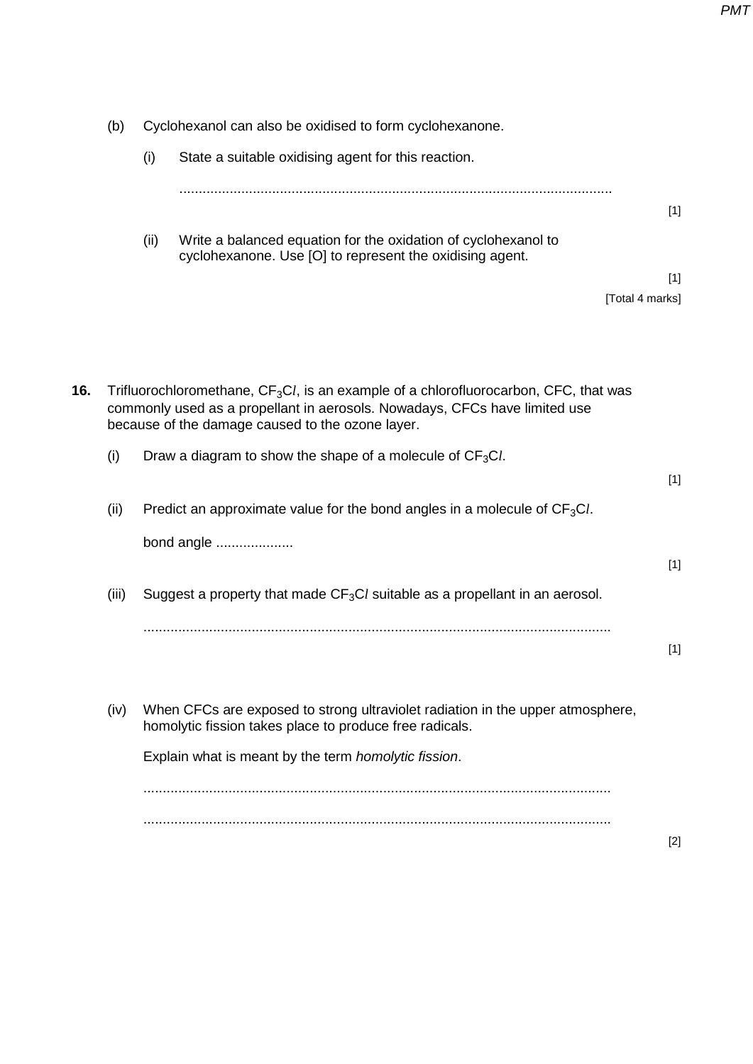(b) Cyclohexanol can also be oxidised to form cyclohexanone.

(i) State a suitable oxidising agent for this reaction.

..................................................................................................................

[1]

(ii) Write a balanced equation for the oxidation of cyclohexanol to cyclohexanone. Use [O] to represent the oxidising agent.

[1]

[Total 4 marks]

**16.** Trifluorochloromethane, $CF_3Cl$, is an example of a chlorofluorocarbon, CFC, that was commonly used as a propellant in aerosols. Nowadays, CFCs have limited use because of the damage caused to the ozone layer.

(i) Draw a diagram to show the shape of a molecule of $CF_3Cl$.

[1]

(ii) Predict an approximate value for the bond angles in a molecule of $CF_3Cl$.

bond angle ....................

[1]

(iii) Suggest a property that made $CF_3Cl$ suitable as a propellant in an aerosol.

..................................................................................................................

[1]

(iv) When CFCs are exposed to strong ultraviolet radiation in the upper atmosphere, homolytic fission takes place to produce free radicals.

Explain what is meant by the term *homolytic fission*.

..................................................................................................................

..................................................................................................................

[2]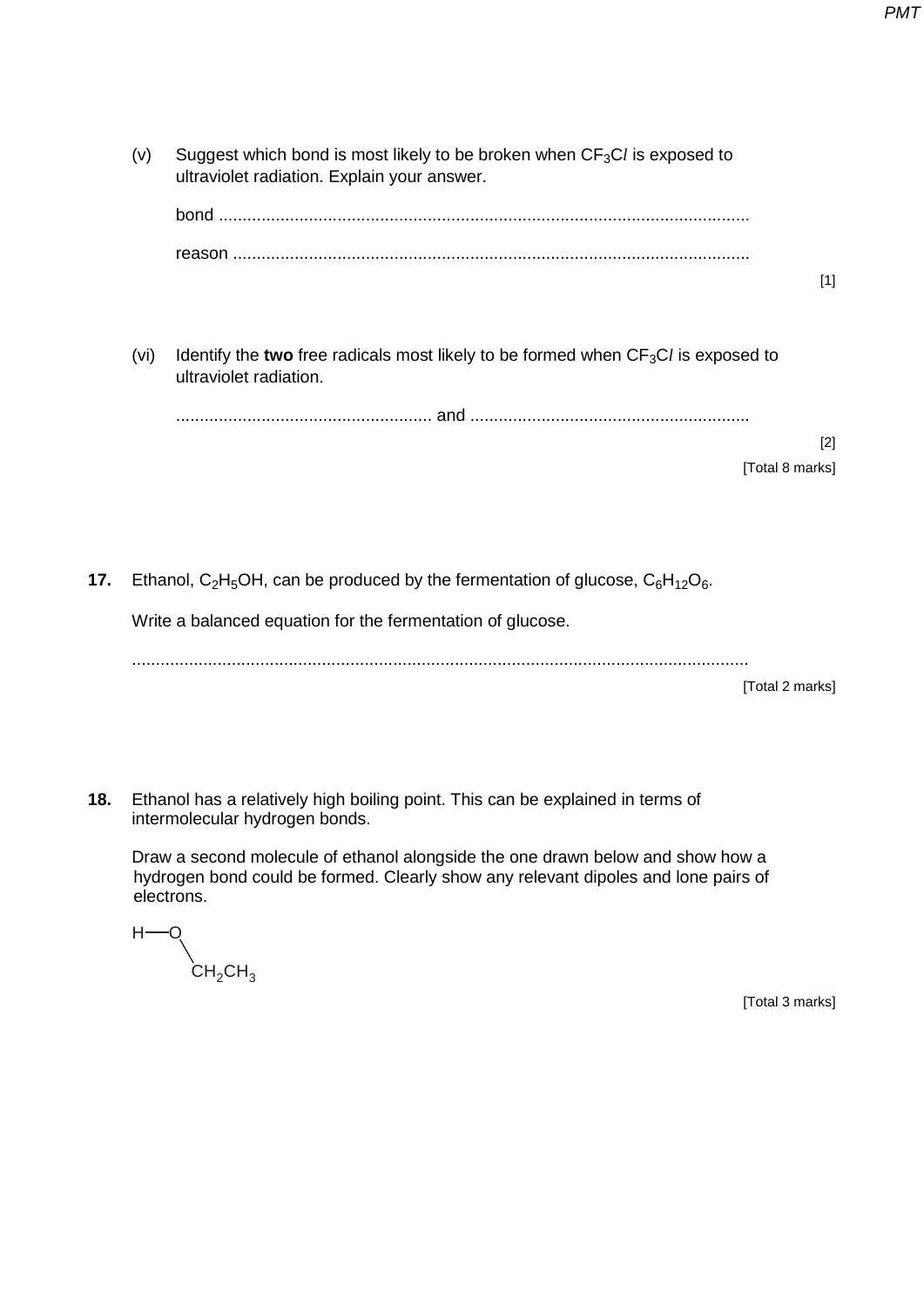(v) Suggest which bond is most likely to be broken when $CF_3Cl$ is exposed to ultraviolet radiation. Explain your answer.

bond ...............................................................................................................

reason ............................................................................................................

[1]

(vi) Identify the **two** free radicals most likely to be formed when $CF_3Cl$ is exposed to ultraviolet radiation.

...................................................... and ...........................................................

[2]

[Total 8 marks]

**17.** Ethanol, $C_2H_5OH$, can be produced by the fermentation of glucose, $C_6H_{12}O_6$.

Write a balanced equation for the fermentation of glucose.

.................................................................................................................................

[Total 2 marks]

**18.** Ethanol has a relatively high boiling point. This can be explained in terms of intermolecular hydrogen bonds.

Draw a second molecule of ethanol alongside the one drawn below and show how a hydrogen bond could be formed. Clearly show any relevant dipoles and lone pairs of electrons.

```
H—O
   \
    CH2CH3
```

[Total 3 marks]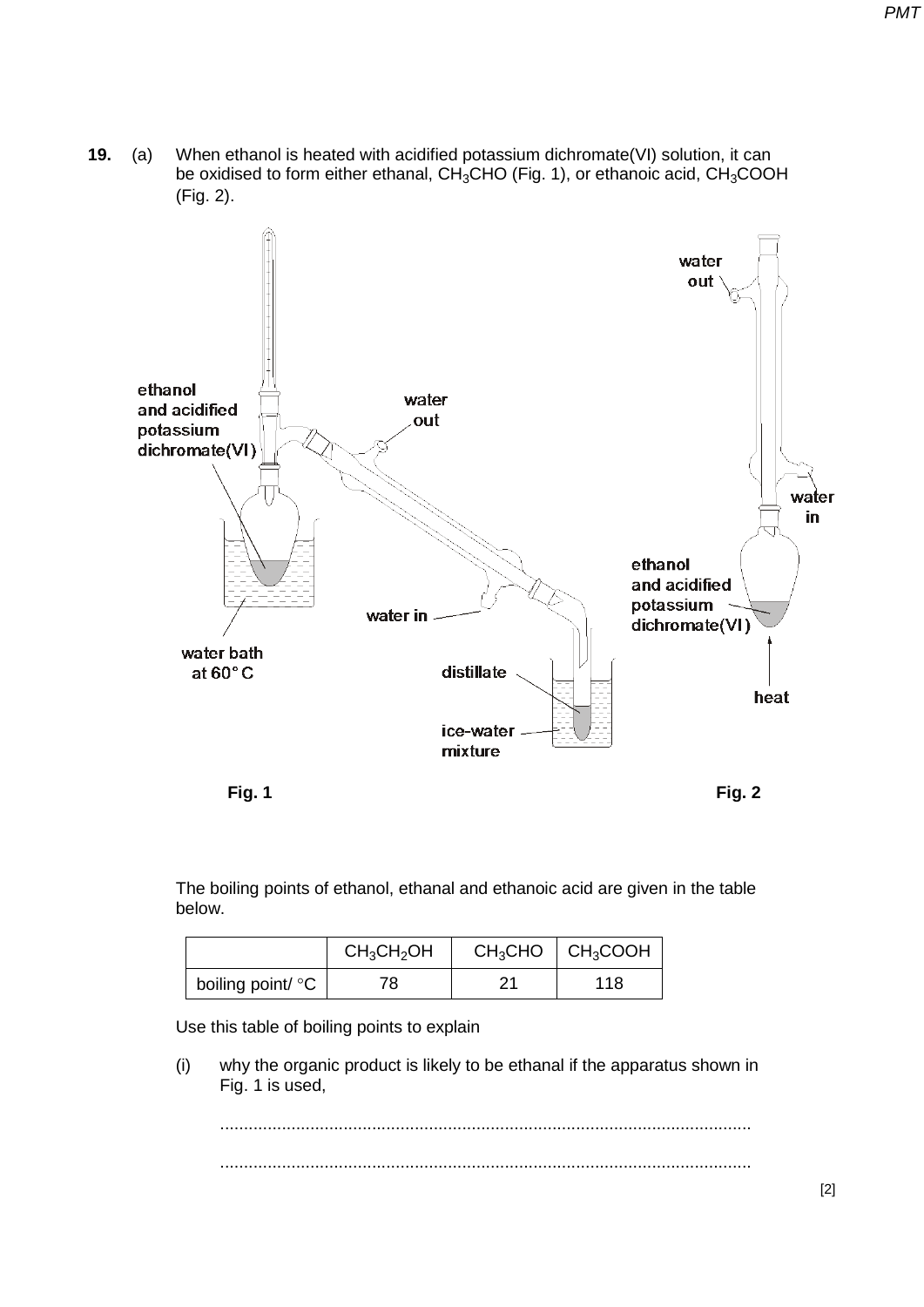**19.** (a) When ethanol is heated with acidified potassium dichromate(VI) solution, it can be oxidised to form either ethanal, $CH_3CHO$ (Fig. 1), or ethanoic acid, $CH_3COOH$ (Fig. 2).

Fig. 1 | Fig. 2

The boiling points of ethanol, ethanal and ethanoic acid are given in the table below.

| | $CH_3CH_2OH$ | $CH_3CHO$ | $CH_3COOH$ |
|---|---|---|---|
| boiling point/ °C | 78 | 21 | 118 |

Use this table of boiling points to explain

(i) why the organic product is likely to be ethanal if the apparatus shown in Fig. 1 is used,

..............................................................................................................

.............................................................................................................. [2]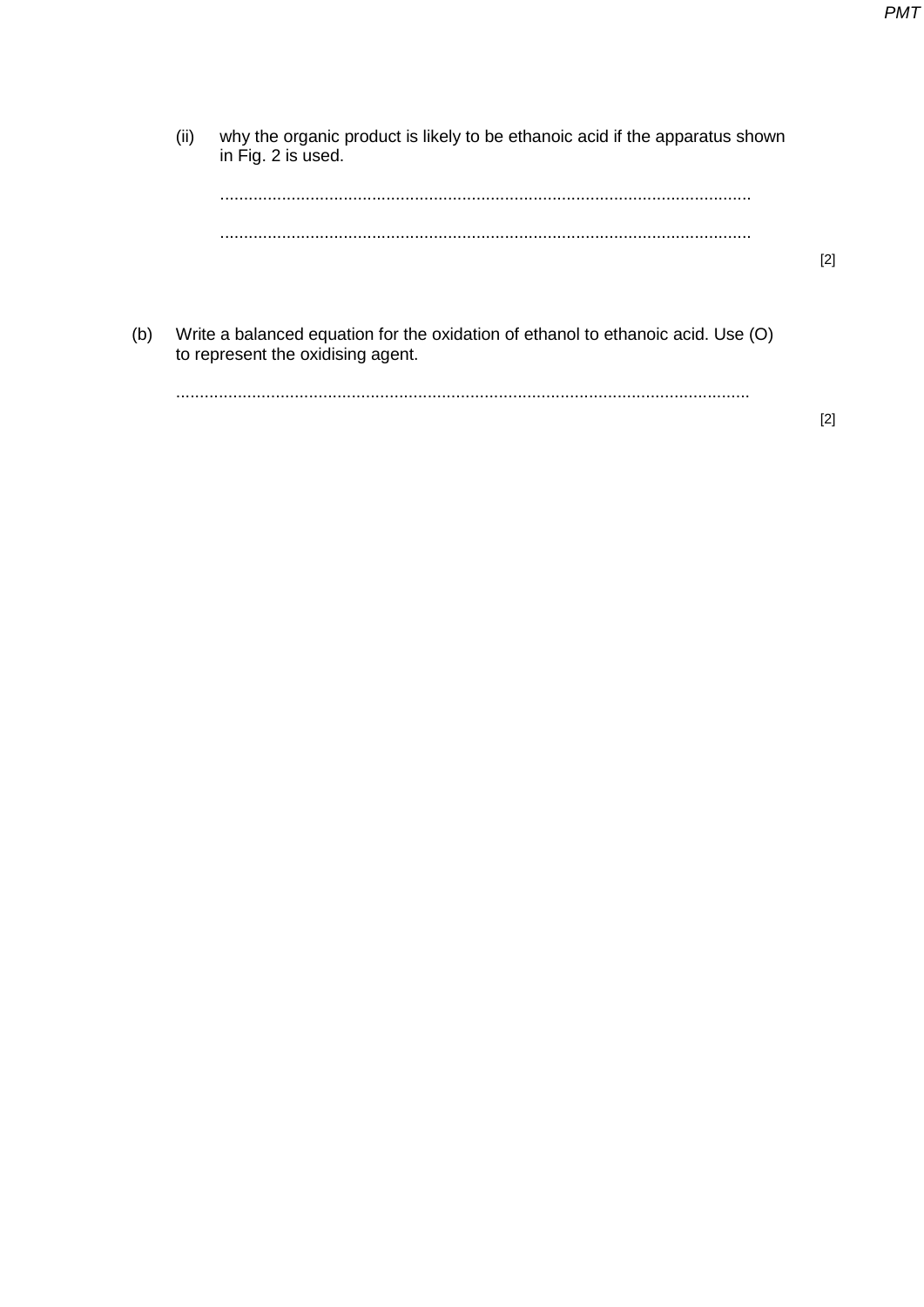(ii) why the organic product is likely to be ethanoic acid if the apparatus shown in Fig. 2 is used.

...............................................................................................................

...............................................................................................................

[2]

(b) Write a balanced equation for the oxidation of ethanol to ethanoic acid. Use (O) to represent the oxidising agent.

...............................................................................................................

[2]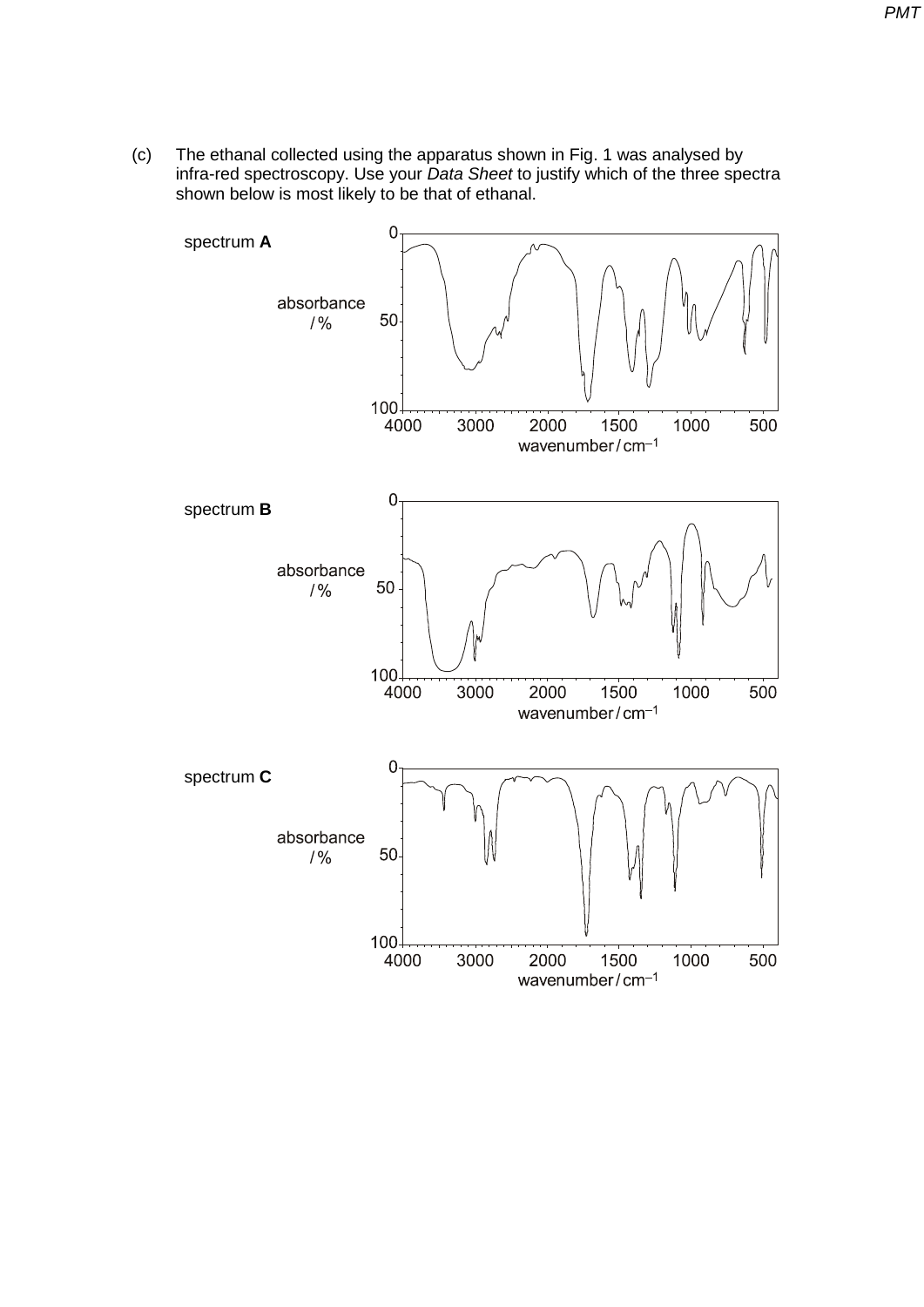(c) The ethanal collected using the apparatus shown in Fig. 1 was analysed by infra-red spectroscopy. Use your *Data Sheet* to justify which of the three spectra shown below is most likely to be that of ethanal.

spectrum **A**

absorbance / %

wavenumber / $cm^{-1}$

spectrum **B**

absorbance / %

wavenumber / $cm^{-1}$

spectrum **C**

absorbance / %

wavenumber / $cm^{-1}$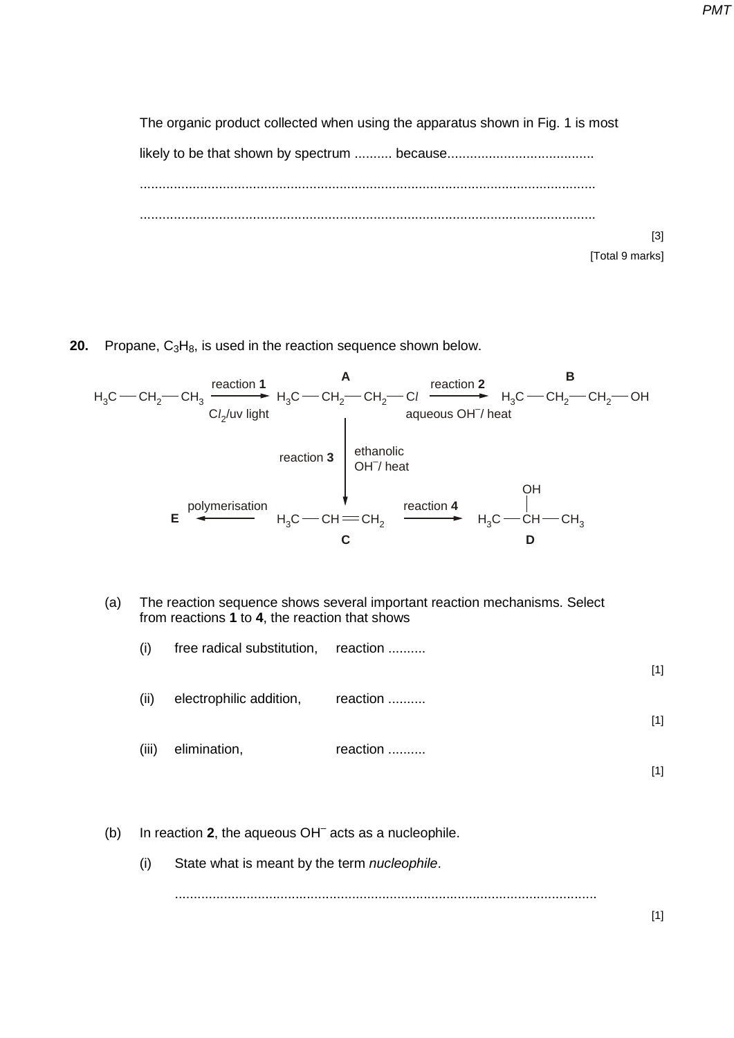The organic product collected when using the apparatus shown in Fig. 1 is most likely to be that shown by spectrum .......... because.......................................

.........................................................................................................................

.........................................................................................................................

[3]

[Total 9 marks]

**20.** Propane, $C_3H_8$, is used in the reaction sequence shown below.

$$H_3C-CH_2-CH_3 \xrightarrow[\text{Cl}_2\text{/uv light}]{\text{reaction 1}} \underset{\textbf{A}}{H_3C-CH_2-CH_2-Cl} \xrightarrow[\text{aqueous OH}^-\text{/ heat}]{\text{reaction 2}} \underset{\textbf{B}}{H_3C-CH_2-CH_2-OH}$$

$$\textbf{A} \xrightarrow[\text{ethanolic OH}^-\text{/ heat}]{\text{reaction 3}} \textbf{C}$$

$$\textbf{E} \xleftarrow{\text{polymerisation}} \underset{\textbf{C}}{H_3C-CH=CH_2} \xrightarrow{\text{reaction 4}} \underset{\textbf{D}}{H_3C-CH(OH)-CH_3}$$

(a) The reaction sequence shows several important reaction mechanisms. Select from reactions **1** to **4**, the reaction that shows

(i) free radical substitution, reaction ..........

[1]

(ii) electrophilic addition, reaction ..........

[1]

(iii) elimination, reaction ..........

[1]

(b) In reaction **2**, the aqueous $OH^-$ acts as a nucleophile.

(i) State what is meant by the term *nucleophile*.

.................................................................................................................

[1]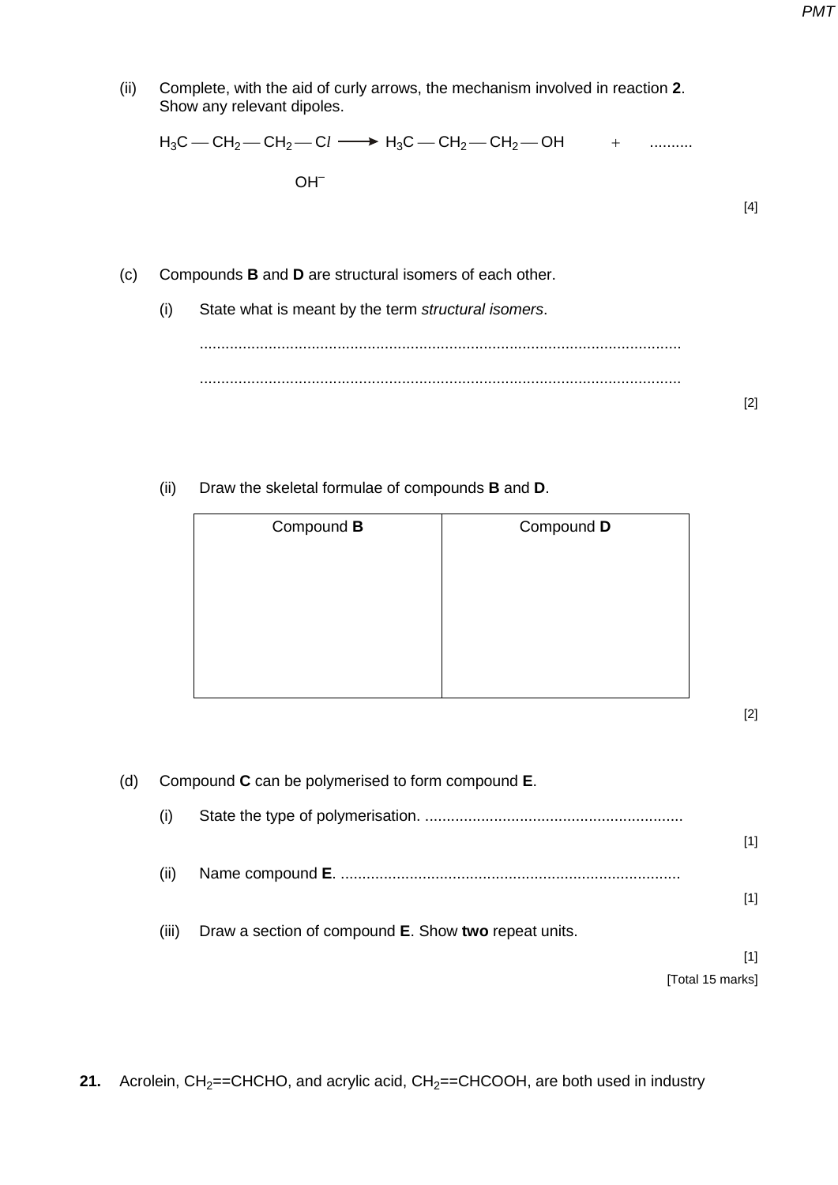(ii) Complete, with the aid of curly arrows, the mechanism involved in reaction **2**. Show any relevant dipoles.

$$H_3C - CH_2 - CH_2 - Cl \longrightarrow H_3C - CH_2 - CH_2 - OH \quad + \quad ..........$$

$OH^-$

[4]

(c) Compounds **B** and **D** are structural isomers of each other.

(i) State what is meant by the term *structural isomers*.

...............................................................................................................

...............................................................................................................

[2]

(ii) Draw the skeletal formulae of compounds **B** and **D**.

| Compound **B** | Compound **D** |
| --- | --- |
| | |

[2]

(d) Compound **C** can be polymerised to form compound **E**.

(i) State the type of polymerisation. ............................................................

[1]

(ii) Name compound **E**. ...............................................................................

[1]

(iii) Draw a section of compound **E**. Show **two** repeat units.

[1]

[Total 15 marks]

**21.** Acrolein, $CH_2{=}{=}CHCHO$, and acrylic acid, $CH_2{=}{=}CHCOOH$, are both used in industry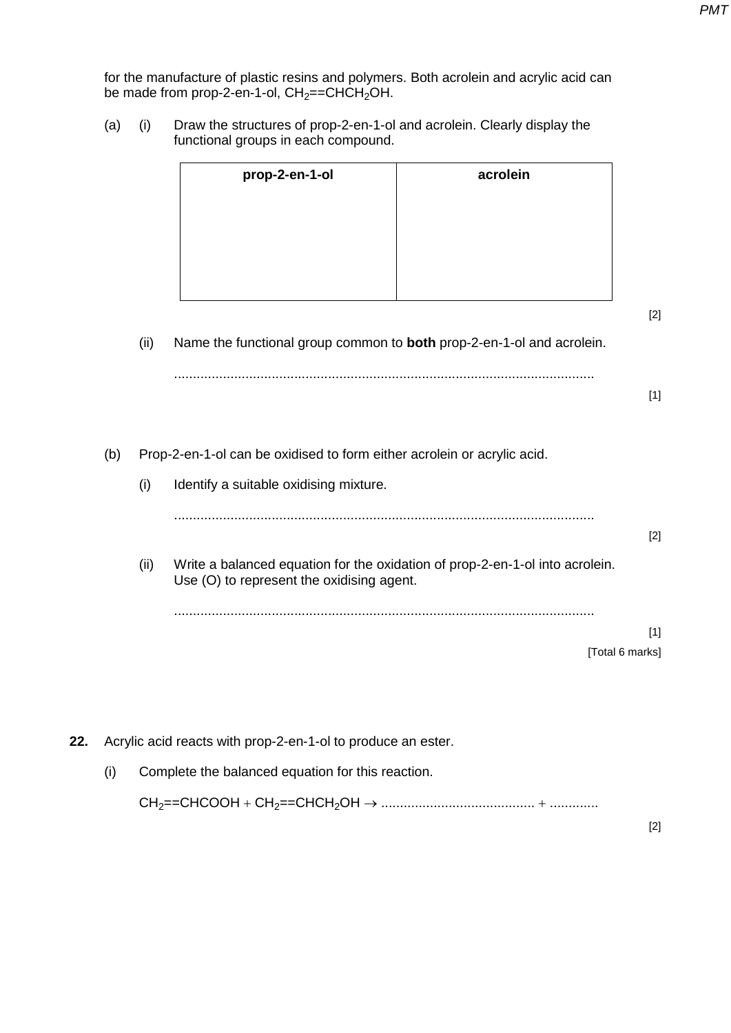for the manufacture of plastic resins and polymers. Both acrolein and acrylic acid can be made from prop-2-en-1-ol, $CH_2{=}{=}CHCH_2OH$.

(a) (i) Draw the structures of prop-2-en-1-ol and acrolein. Clearly display the functional groups in each compound.

| **prop-2-en-1-ol** | **acrolein** |
|---|---|
| | |

[2]

(ii) Name the functional group common to **both** prop-2-en-1-ol and acrolein.

................................................................................................................

[1]

(b) Prop-2-en-1-ol can be oxidised to form either acrolein or acrylic acid.

(i) Identify a suitable oxidising mixture.

................................................................................................................

[2]

(ii) Write a balanced equation for the oxidation of prop-2-en-1-ol into acrolein. Use (O) to represent the oxidising agent.

................................................................................................................

[1]

[Total 6 marks]

**22.** Acrylic acid reacts with prop-2-en-1-ol to produce an ester.

(i) Complete the balanced equation for this reaction.

$CH_2{=}{=}CHCOOH + CH_2{=}{=}CHCH_2OH \rightarrow$ ......................................... + .............

[2]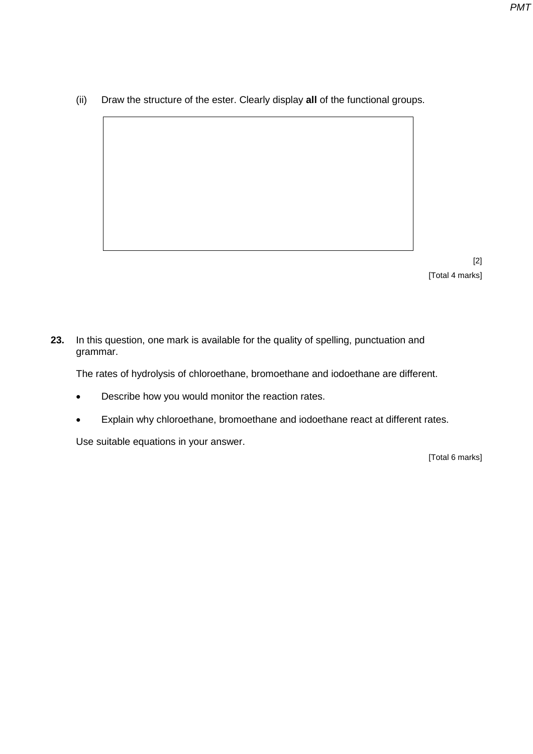(ii) Draw the structure of the ester. Clearly display **all** of the functional groups.

[2]

[Total 4 marks]

**23.** In this question, one mark is available for the quality of spelling, punctuation and grammar.

The rates of hydrolysis of chloroethane, bromoethane and iodoethane are different.

- Describe how you would monitor the reaction rates.
- Explain why chloroethane, bromoethane and iodoethane react at different rates.

Use suitable equations in your answer.

[Total 6 marks]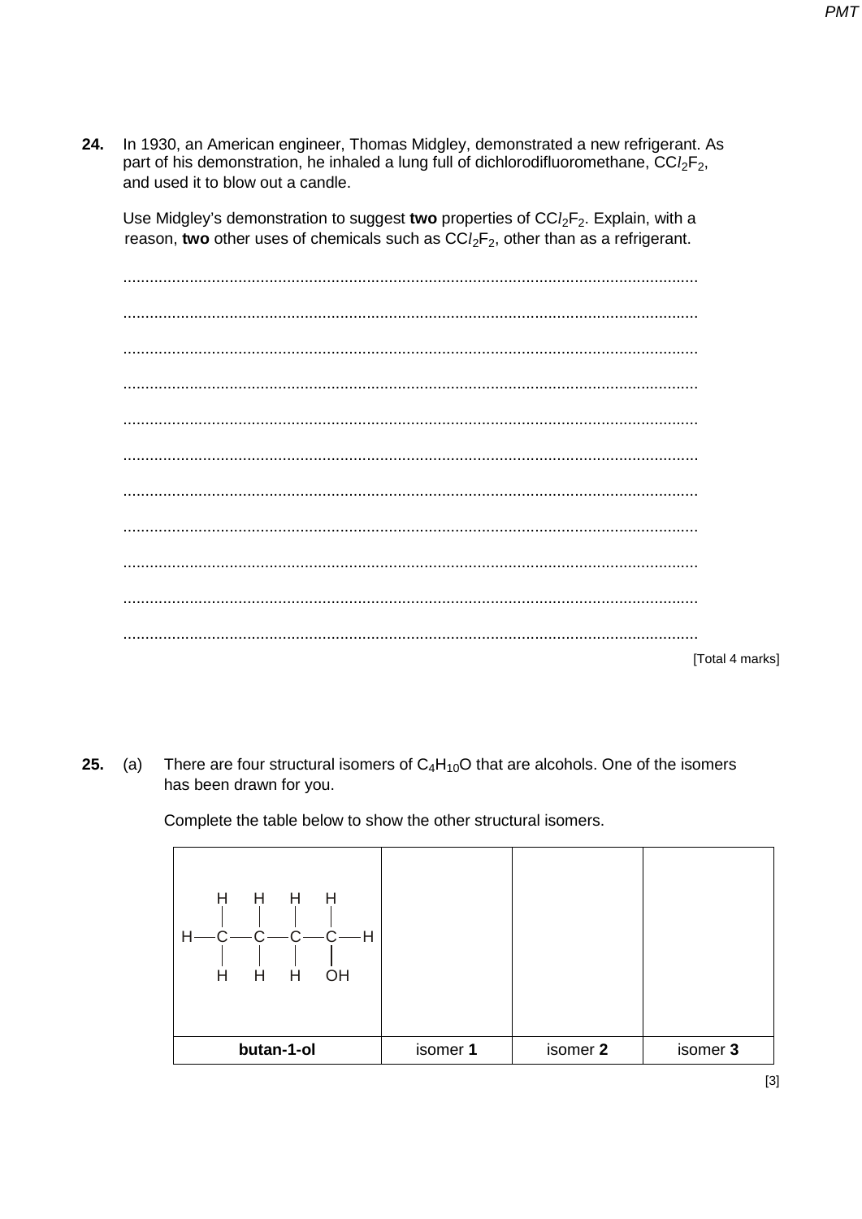**24.** In 1930, an American engineer, Thomas Midgley, demonstrated a new refrigerant. As part of his demonstration, he inhaled a lung full of dichlorodifluoromethane, $CCl_2F_2$, and used it to blow out a candle.

Use Midgley's demonstration to suggest **two** properties of $CCl_2F_2$. Explain, with a reason, **two** other uses of chemicals such as $CCl_2F_2$, other than as a refrigerant.

.................................................................................................................................

.................................................................................................................................

.................................................................................................................................

.................................................................................................................................

.................................................................................................................................

.................................................................................................................................

.................................................................................................................................

.................................................................................................................................

.................................................................................................................................

.................................................................................................................................

.................................................................................................................................

[Total 4 marks]

**25.** (a) There are four structural isomers of $C_4H_{10}O$ that are alcohols. One of the isomers has been drawn for you.

Complete the table below to show the other structural isomers.

| $CH_3CH_2CH_2CH_2OH$ (displayed formula: H–C(H)(H)–C(H)(H)–C(H)(H)–C(H)(OH)–H) | | | |
|---|---|---|---|
| **butan-1-ol** | isomer **1** | isomer **2** | isomer **3** |

[3]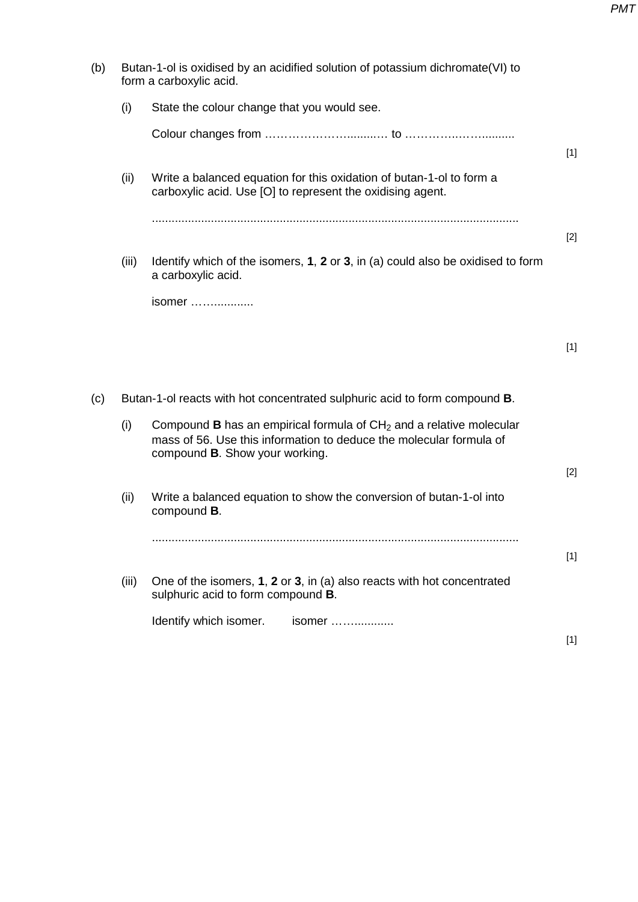(b) Butan-1-ol is oxidised by an acidified solution of potassium dichromate(VI) to form a carboxylic acid.

(i) State the colour change that you would see.

Colour changes from ……………………..........… to …………..……..........

[1]

(ii) Write a balanced equation for this oxidation of butan-1-ol to form a carboxylic acid. Use [O] to represent the oxidising agent.

..............................................................................................................

[2]

(iii) Identify which of the isomers, **1**, **2** or **3**, in (a) could also be oxidised to form a carboxylic acid.

isomer ……............

[1]

(c) Butan-1-ol reacts with hot concentrated sulphuric acid to form compound **B**.

(i) Compound **B** has an empirical formula of $CH_2$ and a relative molecular mass of 56. Use this information to deduce the molecular formula of compound **B**. Show your working.

[2]

(ii) Write a balanced equation to show the conversion of butan-1-ol into compound **B**.

..............................................................................................................

[1]

(iii) One of the isomers, **1**, **2** or **3**, in (a) also reacts with hot concentrated sulphuric acid to form compound **B**.

Identify which isomer. isomer ……............

[1]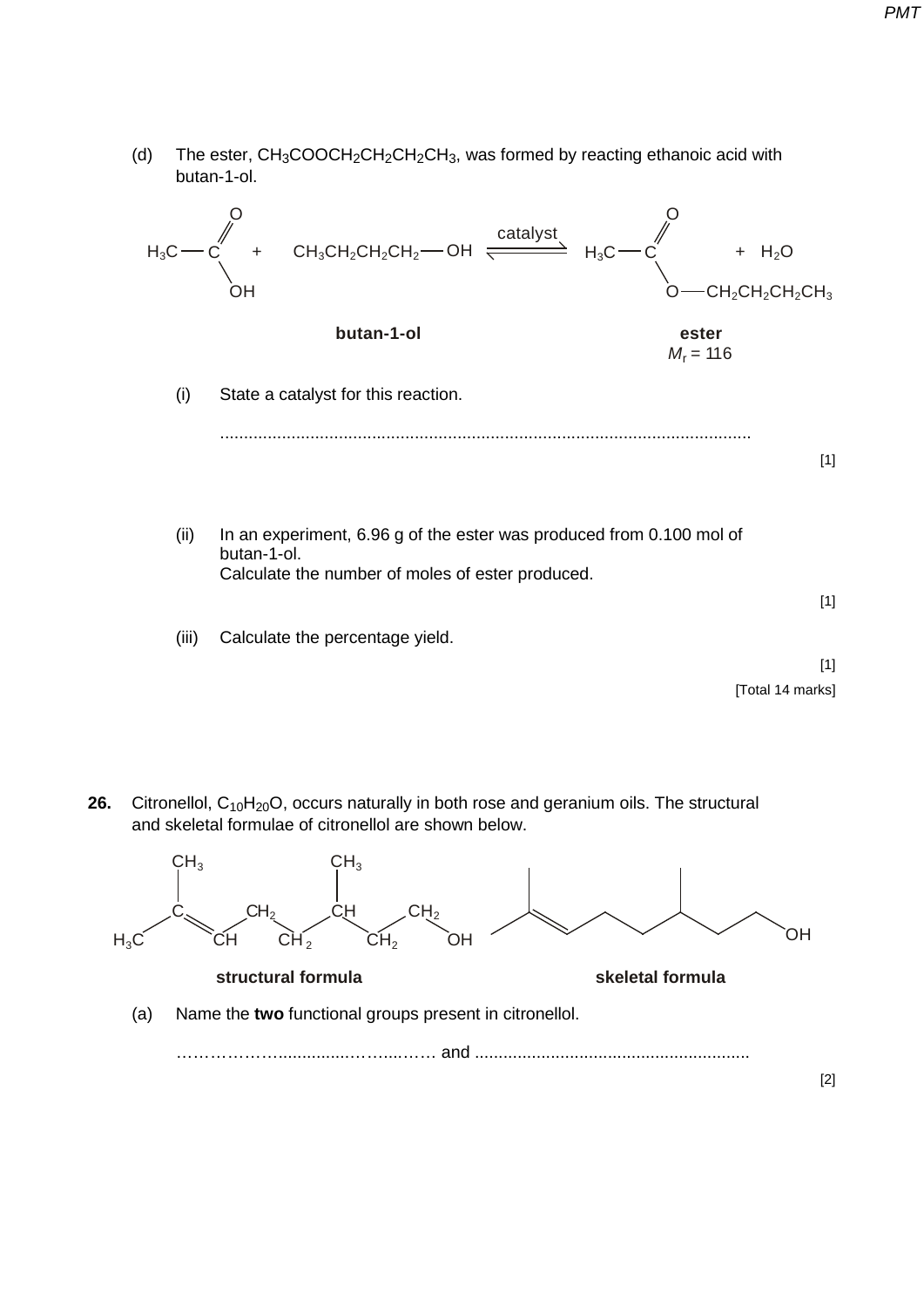(d) The ester, $CH_3COOCH_2CH_2CH_2CH_3$, was formed by reacting ethanoic acid with butan-1-ol.

$$CH_3COOH + CH_3CH_2CH_2CH_2OH \overset{catalyst}{\rightleftharpoons} CH_3COOCH_2CH_2CH_2CH_3 + H_2O$$

**butan-1-ol** **ester** $M_r = 116$

(i) State a catalyst for this reaction.

.................................................................................................................

[1]

(ii) In an experiment, 6.96 g of the ester was produced from 0.100 mol of butan-1-ol.
Calculate the number of moles of ester produced.

[1]

(iii) Calculate the percentage yield.

[1]

[Total 14 marks]

**26.** Citronellol, $C_{10}H_{20}O$, occurs naturally in both rose and geranium oils. The structural and skeletal formulae of citronellol are shown below.

**structural formula** **skeletal formula**

(a) Name the **two** functional groups present in citronellol.

……………….................……...…… and ..........................................................

[2]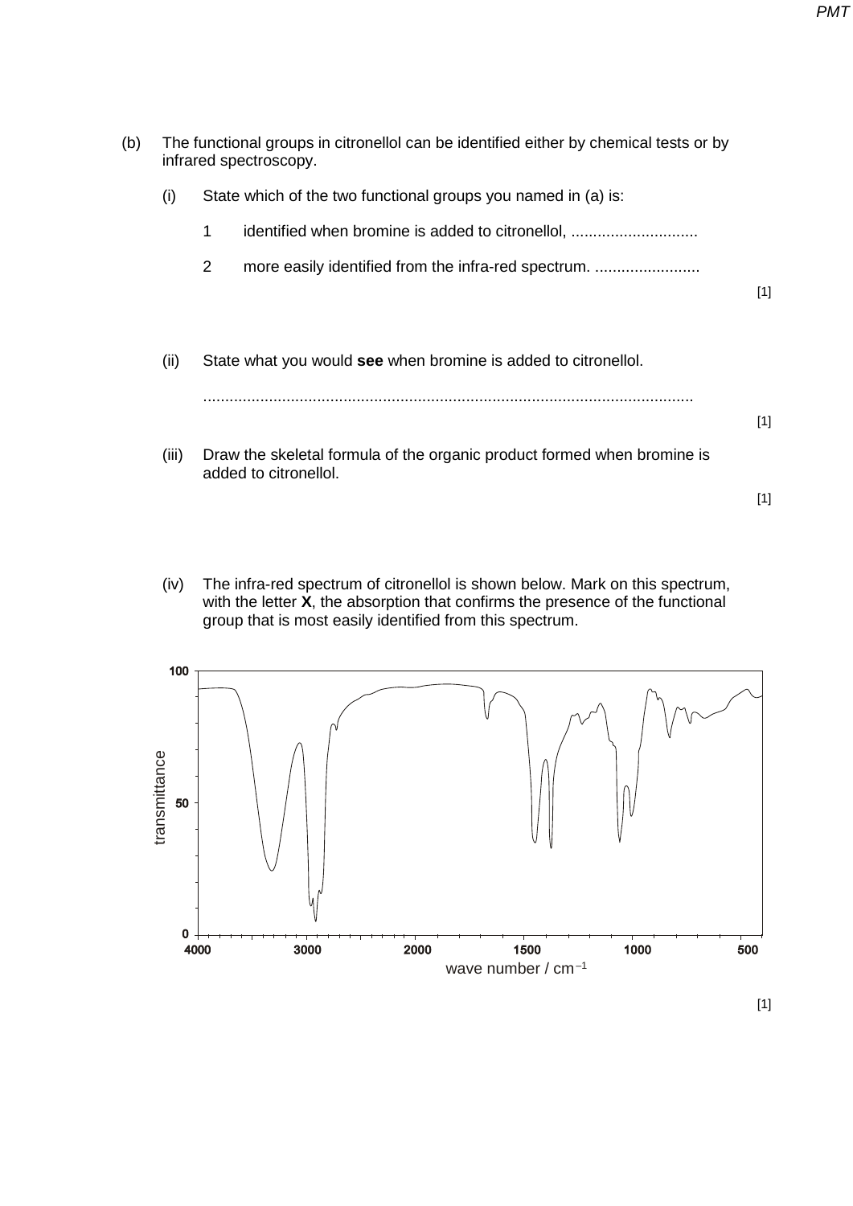(b) The functional groups in citronellol can be identified either by chemical tests or by infrared spectroscopy.

(i) State which of the two functional groups you named in (a) is:

1 identified when bromine is added to citronellol, ............................

2 more easily identified from the infra-red spectrum. ........................

[1]

(ii) State what you would **see** when bromine is added to citronellol.

..............................................................................................................

[1]

(iii) Draw the skeletal formula of the organic product formed when bromine is added to citronellol.

[1]

(iv) The infra-red spectrum of citronellol is shown below. Mark on this spectrum, with the letter **X**, the absorption that confirms the presence of the functional group that is most easily identified from this spectrum.

transmittance

100

50

0

4000 3000 2000 1500 1000 500

wave number / $cm^{-1}$

[1]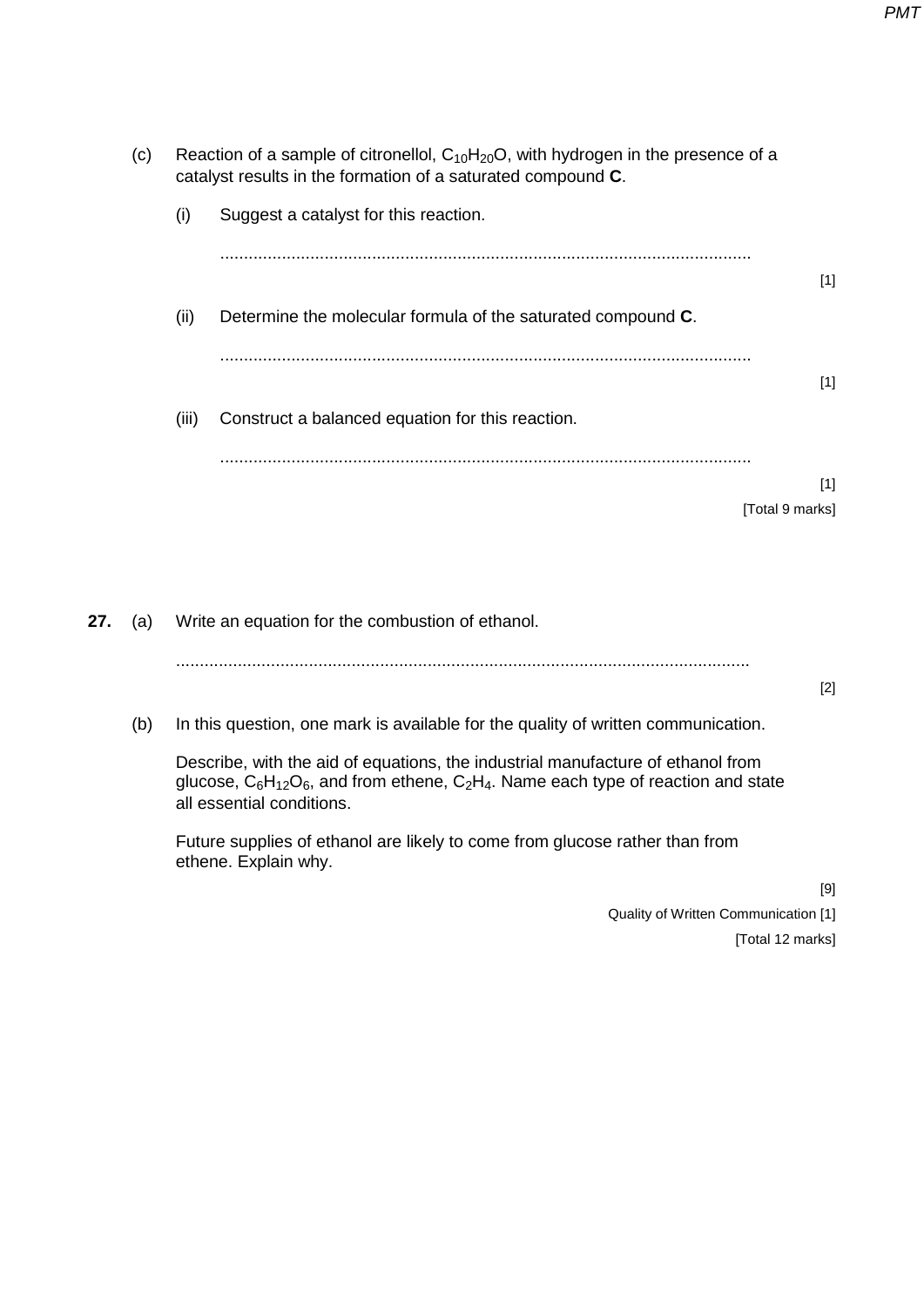(c) Reaction of a sample of citronellol, $C_{10}H_{20}O$, with hydrogen in the presence of a catalyst results in the formation of a saturated compound **C**.

(i) Suggest a catalyst for this reaction.

..............................................................................................................

[1]

(ii) Determine the molecular formula of the saturated compound **C**.

..............................................................................................................

[1]

(iii) Construct a balanced equation for this reaction.

..............................................................................................................

[1]

[Total 9 marks]

**27.** (a) Write an equation for the combustion of ethanol.

..............................................................................................................

[2]

(b) In this question, one mark is available for the quality of written communication.

Describe, with the aid of equations, the industrial manufacture of ethanol from glucose, $C_6H_{12}O_6$, and from ethene, $C_2H_4$. Name each type of reaction and state all essential conditions.

Future supplies of ethanol are likely to come from glucose rather than from ethene. Explain why.

[9]

Quality of Written Communication [1]

[Total 12 marks]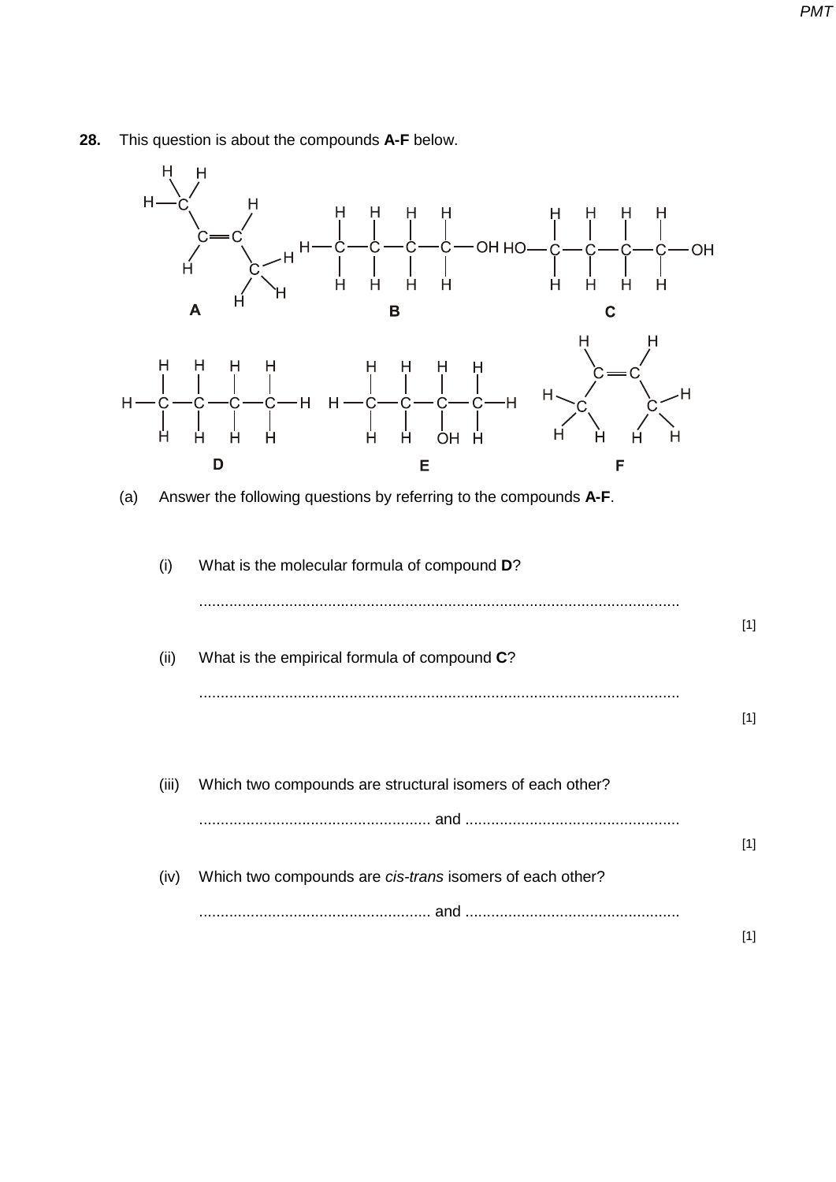**28.** This question is about the compounds **A-F** below.

**A** **B** **C**

**D** **E** **F**

(a) Answer the following questions by referring to the compounds **A-F**.

(i) What is the molecular formula of compound **D**?

...............................................................................................................

[1]

(ii) What is the empirical formula of compound **C**?

...............................................................................................................

[1]

(iii) Which two compounds are structural isomers of each other?

...................................................... and ..................................................

[1]

(iv) Which two compounds are *cis-trans* isomers of each other?

...................................................... and ..................................................

[1]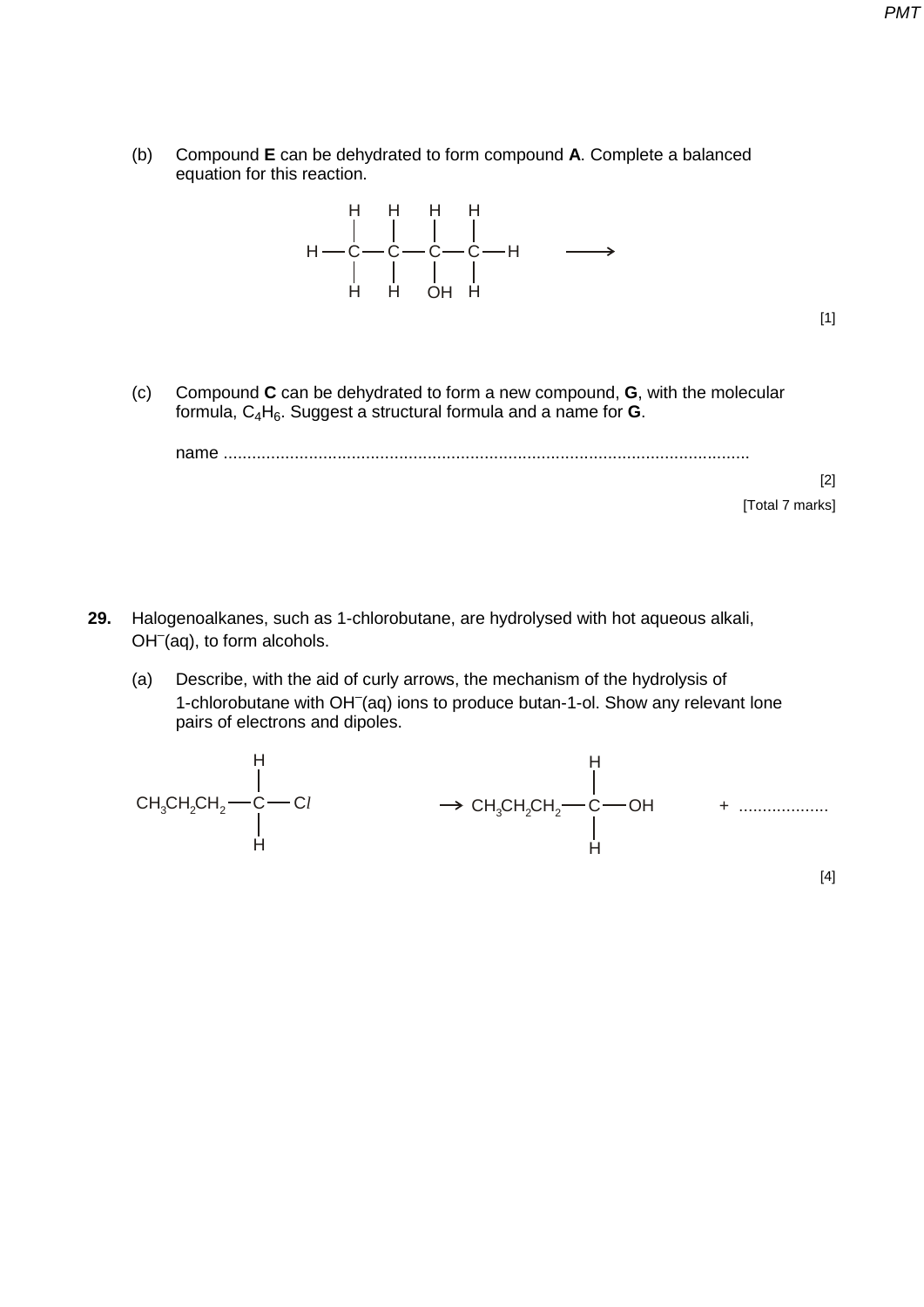(b) Compound **E** can be dehydrated to form compound **A**. Complete a balanced equation for this reaction.

$$\mathrm{H{-}\underset{H}{\overset{H}{C}}{-}\underset{H}{\overset{H}{C}}{-}\underset{OH}{\overset{H}{C}}{-}\underset{H}{\overset{H}{C}}{-}H} \longrightarrow$$

[1]

(c) Compound **C** can be dehydrated to form a new compound, **G**, with the molecular formula, $C_4H_6$. Suggest a structural formula and a name for **G**.

name ..............................................................................................................

[2]

[Total 7 marks]

**29.** Halogenoalkanes, such as 1-chlorobutane, are hydrolysed with hot aqueous alkali, $OH^-$(aq), to form alcohols.

(a) Describe, with the aid of curly arrows, the mechanism of the hydrolysis of 1-chlorobutane with $OH^-$(aq) ions to produce butan-1-ol. Show any relevant lone pairs of electrons and dipoles.

$$\mathrm{CH_3CH_2CH_2{-}\underset{H}{\overset{H}{C}}{-}Cl} \longrightarrow \mathrm{CH_3CH_2CH_2{-}\underset{H}{\overset{H}{C}}{-}OH} \quad + \ \ldots\ldots\ldots\ldots\ldots\ldots$$

[4]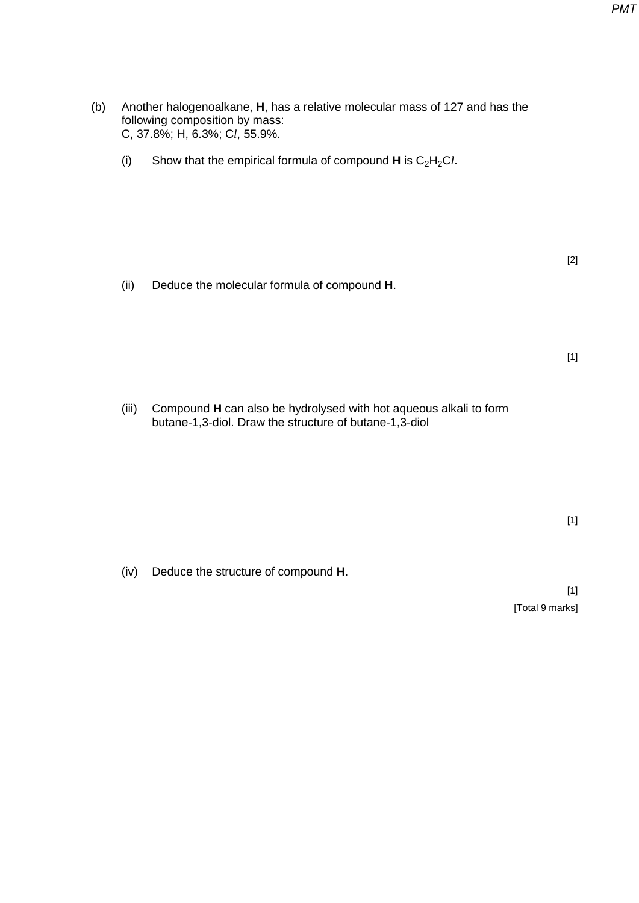(b) Another halogenoalkane, **H**, has a relative molecular mass of 127 and has the following composition by mass:
C, 37.8%; H, 6.3%; C*l*, 55.9%.

(i) Show that the empirical formula of compound **H** is $C_2H_2Cl$.

[2]

(ii) Deduce the molecular formula of compound **H**.

[1]

(iii) Compound **H** can also be hydrolysed with hot aqueous alkali to form butane-1,3-diol. Draw the structure of butane-1,3-diol

[1]

(iv) Deduce the structure of compound **H**.

[1]

[Total 9 marks]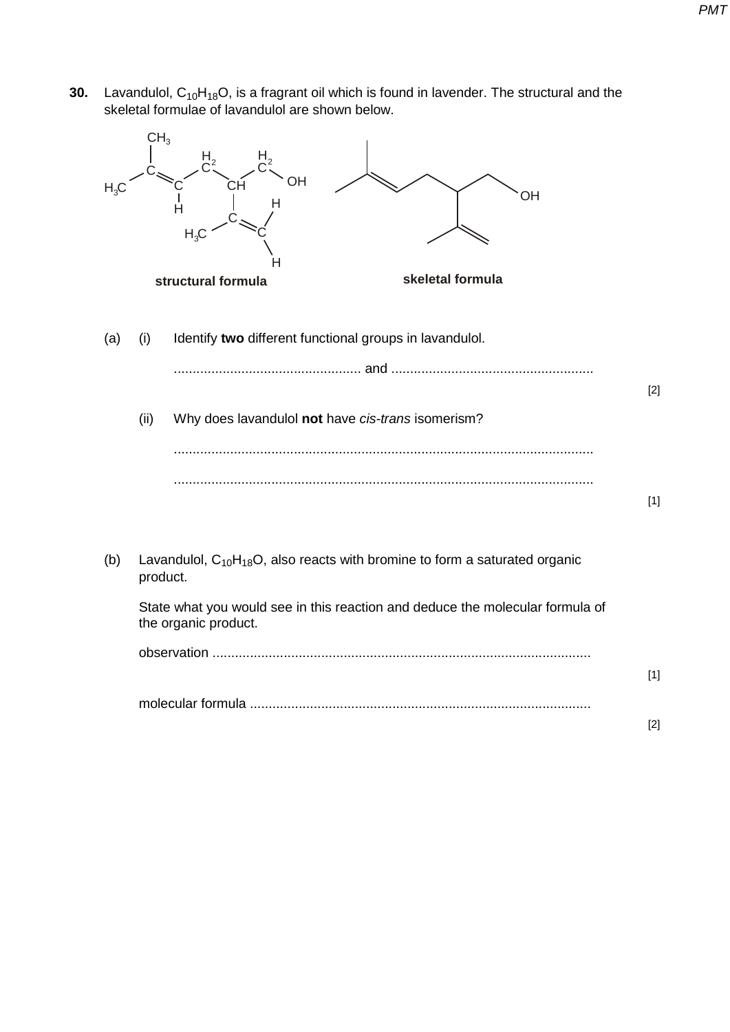**30.** Lavandulol, $C_{10}H_{18}O$, is a fragrant oil which is found in lavender. The structural and the skeletal formulae of lavandulol are shown below.

**structural formula** **skeletal formula**

(a) (i) Identify **two** different functional groups in lavandulol.

.................................................. and ......................................................

[2]

(ii) Why does lavandulol **not** have *cis-trans* isomerism?

...............................................................................................................

...............................................................................................................

[1]

(b) Lavandulol, $C_{10}H_{18}O$, also reacts with bromine to form a saturated organic product.

State what you would see in this reaction and deduce the molecular formula of the organic product.

observation .....................................................................................................

[1]

molecular formula ...........................................................................................

[2]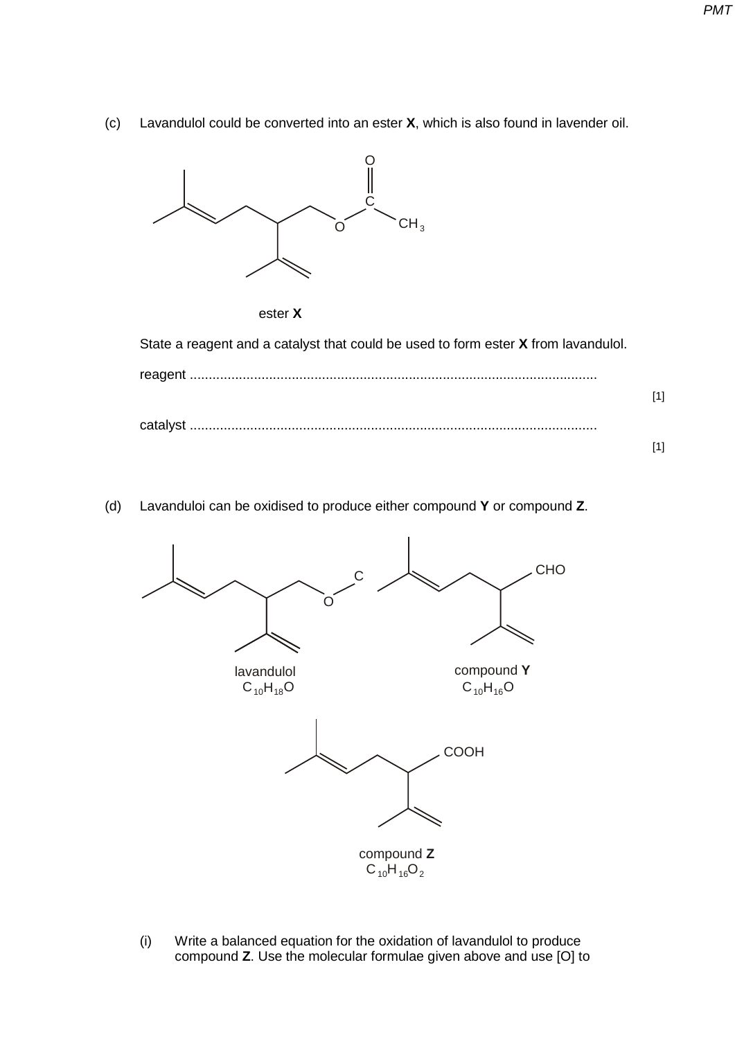(c) Lavandulol could be converted into an ester **X**, which is also found in lavender oil.

ester **X**

State a reagent and a catalyst that could be used to form ester **X** from lavandulol.

reagent ............................................................................................................ [1]

catalyst ........................................................................................................... [1]

(d) Lavanduloi can be oxidised to produce either compound **Y** or compound **Z**.

lavandulol
$C_{10}H_{18}O$

compound **Y**
$C_{10}H_{16}O$

compound **Z**
$C_{10}H_{16}O_2$

(i) Write a balanced equation for the oxidation of lavandulol to produce compound **Z**. Use the molecular formulae given above and use [O] to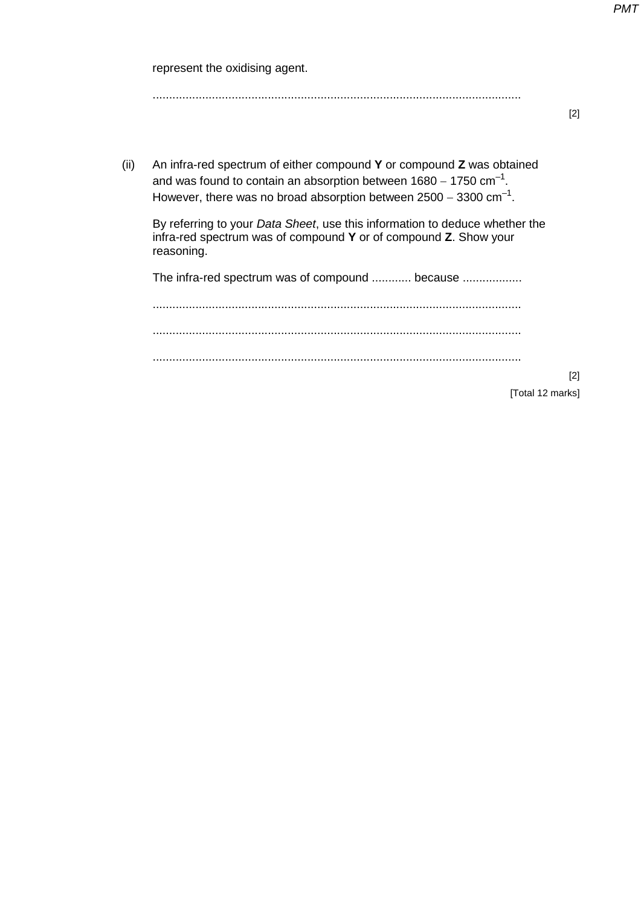represent the oxidising agent.

...............................................................................................................

[2]

(ii) An infra-red spectrum of either compound **Y** or compound **Z** was obtained and was found to contain an absorption between 1680 – 1750 $cm^{-1}$. However, there was no broad absorption between 2500 – 3300 $cm^{-1}$.

By referring to your *Data Sheet*, use this information to deduce whether the infra-red spectrum was of compound **Y** or of compound **Z**. Show your reasoning.

The infra-red spectrum was of compound ............ because .................

...............................................................................................................

...............................................................................................................

...............................................................................................................

[2]

[Total 12 marks]